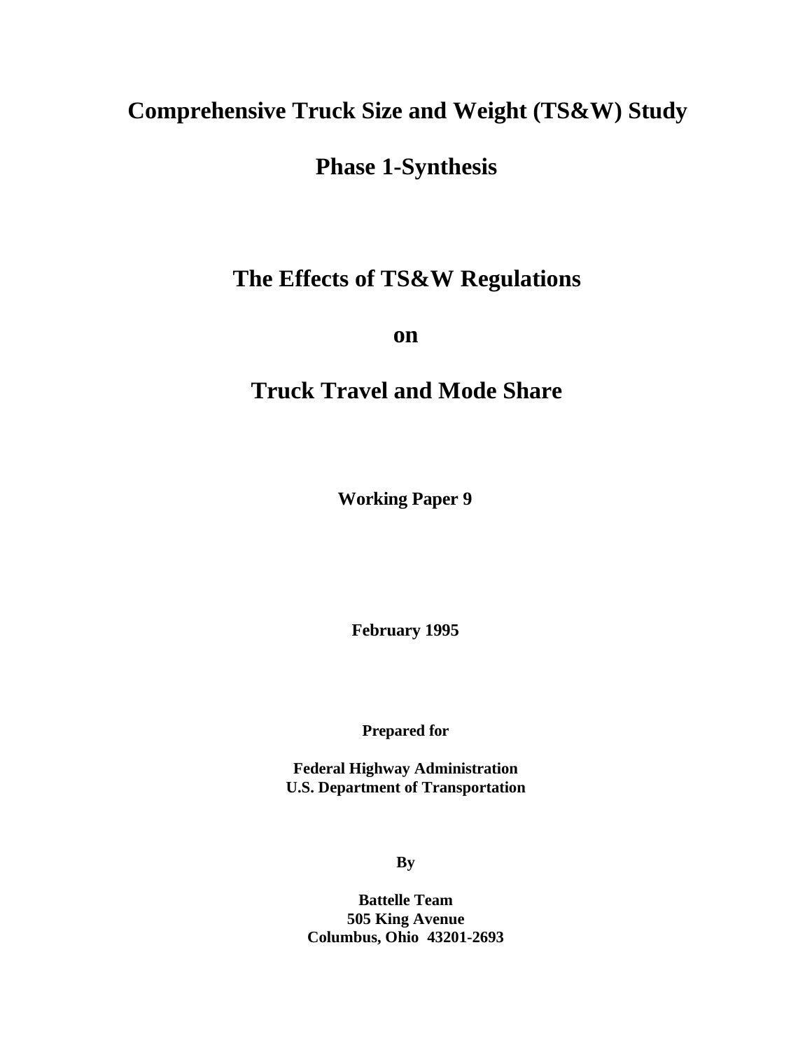# Comprehensive Truck Size and Weight (TS&W) Study

# Phase 1-Synthesis

## The Effects of TS&W Regulations

## on

## Truck Travel and Mode Share

**Working Paper 9**

**February 1995**

**Prepared for**

**Federal Highway Administration**
**U.S. Department of Transportation**

**By**

**Battelle Team**
**505 King Avenue**
**Columbus, Ohio 43201-2693**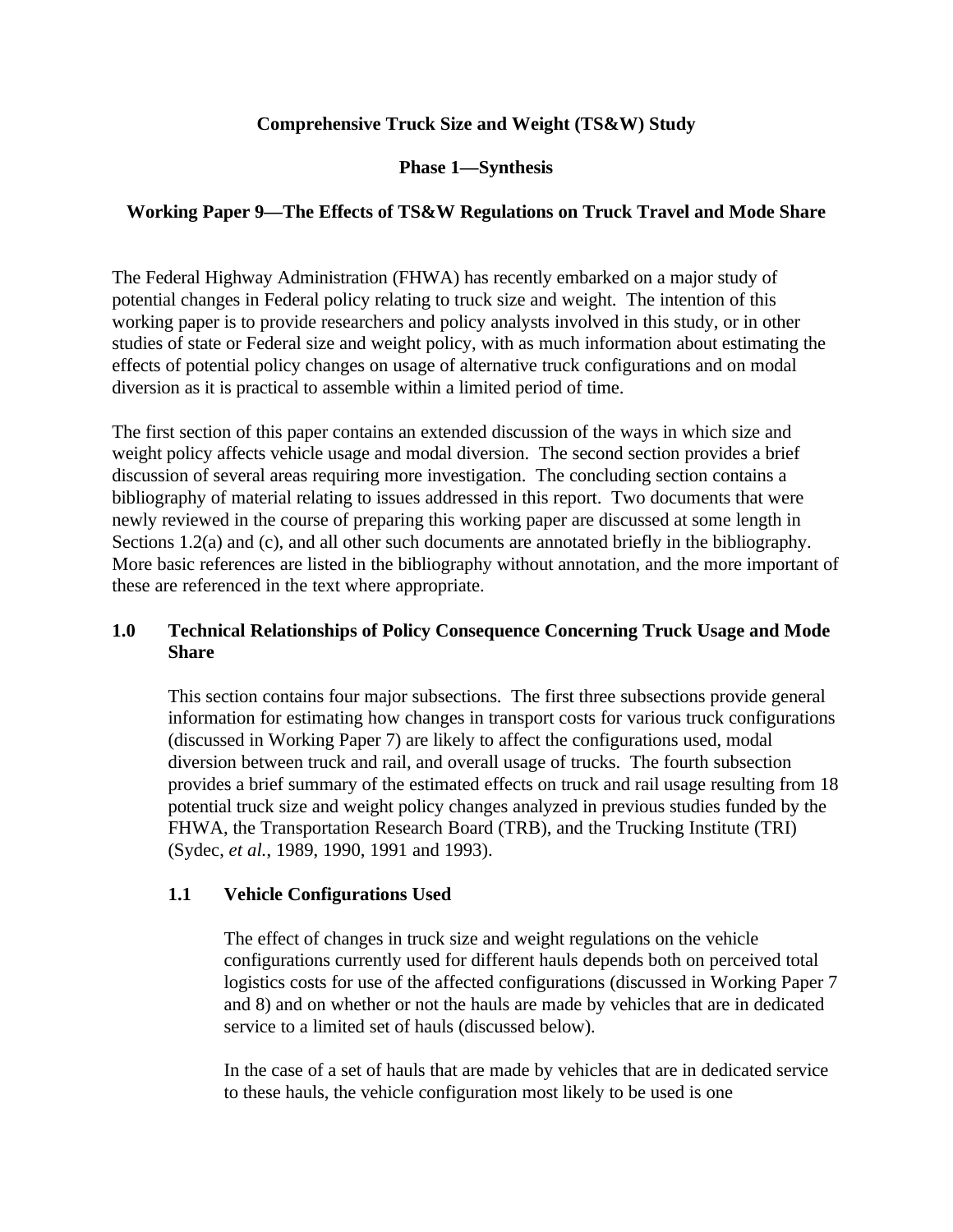**Comprehensive Truck Size and Weight (TS&W) Study**

**Phase 1—Synthesis**

**Working Paper 9—The Effects of TS&W Regulations on Truck Travel and Mode Share**

The Federal Highway Administration (FHWA) has recently embarked on a major study of potential changes in Federal policy relating to truck size and weight. The intention of this working paper is to provide researchers and policy analysts involved in this study, or in other studies of state or Federal size and weight policy, with as much information about estimating the effects of potential policy changes on usage of alternative truck configurations and on modal diversion as it is practical to assemble within a limited period of time.

The first section of this paper contains an extended discussion of the ways in which size and weight policy affects vehicle usage and modal diversion. The second section provides a brief discussion of several areas requiring more investigation. The concluding section contains a bibliography of material relating to issues addressed in this report. Two documents that were newly reviewed in the course of preparing this working paper are discussed at some length in Sections 1.2(a) and (c), and all other such documents are annotated briefly in the bibliography. More basic references are listed in the bibliography without annotation, and the more important of these are referenced in the text where appropriate.

## 1.0 Technical Relationships of Policy Consequence Concerning Truck Usage and Mode Share

This section contains four major subsections. The first three subsections provide general information for estimating how changes in transport costs for various truck configurations (discussed in Working Paper 7) are likely to affect the configurations used, modal diversion between truck and rail, and overall usage of trucks. The fourth subsection provides a brief summary of the estimated effects on truck and rail usage resulting from 18 potential truck size and weight policy changes analyzed in previous studies funded by the FHWA, the Transportation Research Board (TRB), and the Trucking Institute (TRI) (Sydec, *et al.*, 1989, 1990, 1991 and 1993).

### 1.1 Vehicle Configurations Used

The effect of changes in truck size and weight regulations on the vehicle configurations currently used for different hauls depends both on perceived total logistics costs for use of the affected configurations (discussed in Working Paper 7 and 8) and on whether or not the hauls are made by vehicles that are in dedicated service to a limited set of hauls (discussed below).

In the case of a set of hauls that are made by vehicles that are in dedicated service to these hauls, the vehicle configuration most likely to be used is one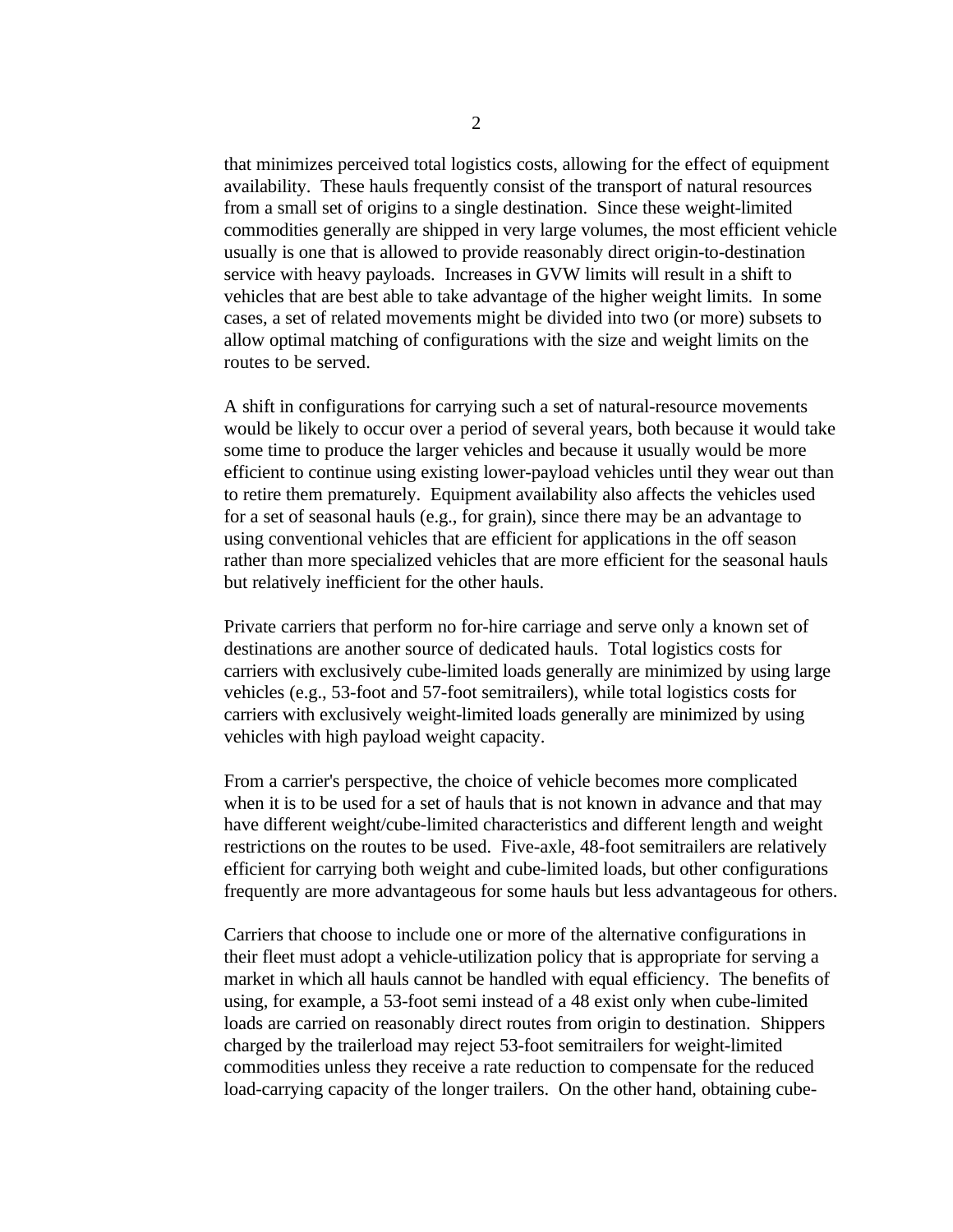that minimizes perceived total logistics costs, allowing for the effect of equipment availability. These hauls frequently consist of the transport of natural resources from a small set of origins to a single destination. Since these weight-limited commodities generally are shipped in very large volumes, the most efficient vehicle usually is one that is allowed to provide reasonably direct origin-to-destination service with heavy payloads. Increases in GVW limits will result in a shift to vehicles that are best able to take advantage of the higher weight limits. In some cases, a set of related movements might be divided into two (or more) subsets to allow optimal matching of configurations with the size and weight limits on the routes to be served.

A shift in configurations for carrying such a set of natural-resource movements would be likely to occur over a period of several years, both because it would take some time to produce the larger vehicles and because it usually would be more efficient to continue using existing lower-payload vehicles until they wear out than to retire them prematurely. Equipment availability also affects the vehicles used for a set of seasonal hauls (e.g., for grain), since there may be an advantage to using conventional vehicles that are efficient for applications in the off season rather than more specialized vehicles that are more efficient for the seasonal hauls but relatively inefficient for the other hauls.

Private carriers that perform no for-hire carriage and serve only a known set of destinations are another source of dedicated hauls. Total logistics costs for carriers with exclusively cube-limited loads generally are minimized by using large vehicles (e.g., 53-foot and 57-foot semitrailers), while total logistics costs for carriers with exclusively weight-limited loads generally are minimized by using vehicles with high payload weight capacity.

From a carrier's perspective, the choice of vehicle becomes more complicated when it is to be used for a set of hauls that is not known in advance and that may have different weight/cube-limited characteristics and different length and weight restrictions on the routes to be used. Five-axle, 48-foot semitrailers are relatively efficient for carrying both weight and cube-limited loads, but other configurations frequently are more advantageous for some hauls but less advantageous for others.

Carriers that choose to include one or more of the alternative configurations in their fleet must adopt a vehicle-utilization policy that is appropriate for serving a market in which all hauls cannot be handled with equal efficiency. The benefits of using, for example, a 53-foot semi instead of a 48 exist only when cube-limited loads are carried on reasonably direct routes from origin to destination. Shippers charged by the trailerload may reject 53-foot semitrailers for weight-limited commodities unless they receive a rate reduction to compensate for the reduced load-carrying capacity of the longer trailers. On the other hand, obtaining cube-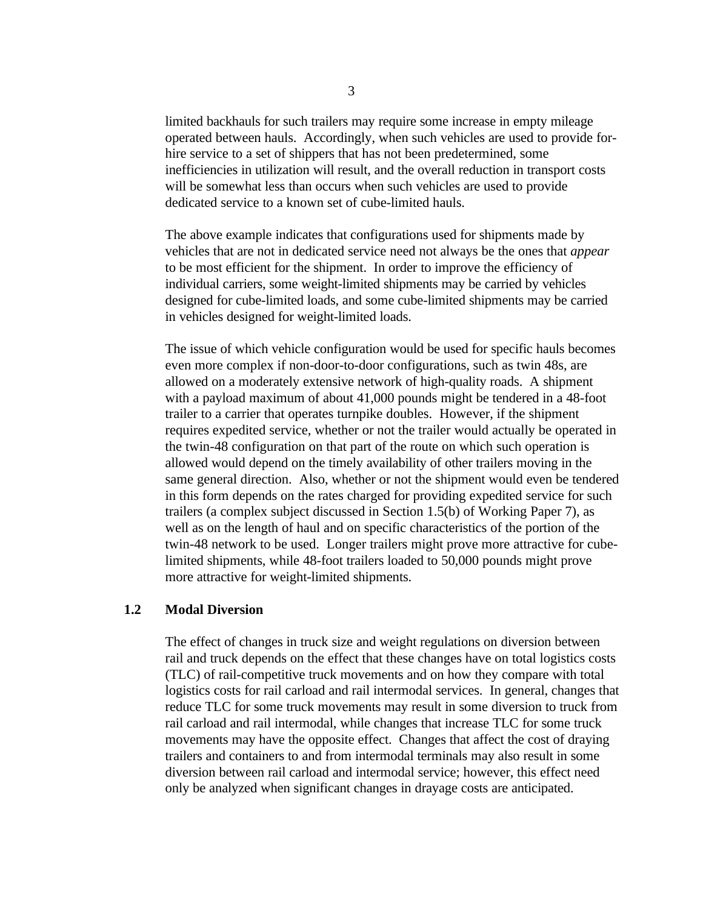limited backhauls for such trailers may require some increase in empty mileage operated between hauls. Accordingly, when such vehicles are used to provide for-hire service to a set of shippers that has not been predetermined, some inefficiencies in utilization will result, and the overall reduction in transport costs will be somewhat less than occurs when such vehicles are used to provide dedicated service to a known set of cube-limited hauls.

The above example indicates that configurations used for shipments made by vehicles that are not in dedicated service need not always be the ones that *appear* to be most efficient for the shipment. In order to improve the efficiency of individual carriers, some weight-limited shipments may be carried by vehicles designed for cube-limited loads, and some cube-limited shipments may be carried in vehicles designed for weight-limited loads.

The issue of which vehicle configuration would be used for specific hauls becomes even more complex if non-door-to-door configurations, such as twin 48s, are allowed on a moderately extensive network of high-quality roads. A shipment with a payload maximum of about 41,000 pounds might be tendered in a 48-foot trailer to a carrier that operates turnpike doubles. However, if the shipment requires expedited service, whether or not the trailer would actually be operated in the twin-48 configuration on that part of the route on which such operation is allowed would depend on the timely availability of other trailers moving in the same general direction. Also, whether or not the shipment would even be tendered in this form depends on the rates charged for providing expedited service for such trailers (a complex subject discussed in Section 1.5(b) of Working Paper 7), as well as on the length of haul and on specific characteristics of the portion of the twin-48 network to be used. Longer trailers might prove more attractive for cube-limited shipments, while 48-foot trailers loaded to 50,000 pounds might prove more attractive for weight-limited shipments.

## 1.2 Modal Diversion

The effect of changes in truck size and weight regulations on diversion between rail and truck depends on the effect that these changes have on total logistics costs (TLC) of rail-competitive truck movements and on how they compare with total logistics costs for rail carload and rail intermodal services. In general, changes that reduce TLC for some truck movements may result in some diversion to truck from rail carload and rail intermodal, while changes that increase TLC for some truck movements may have the opposite effect. Changes that affect the cost of draying trailers and containers to and from intermodal terminals may also result in some diversion between rail carload and intermodal service; however, this effect need only be analyzed when significant changes in drayage costs are anticipated.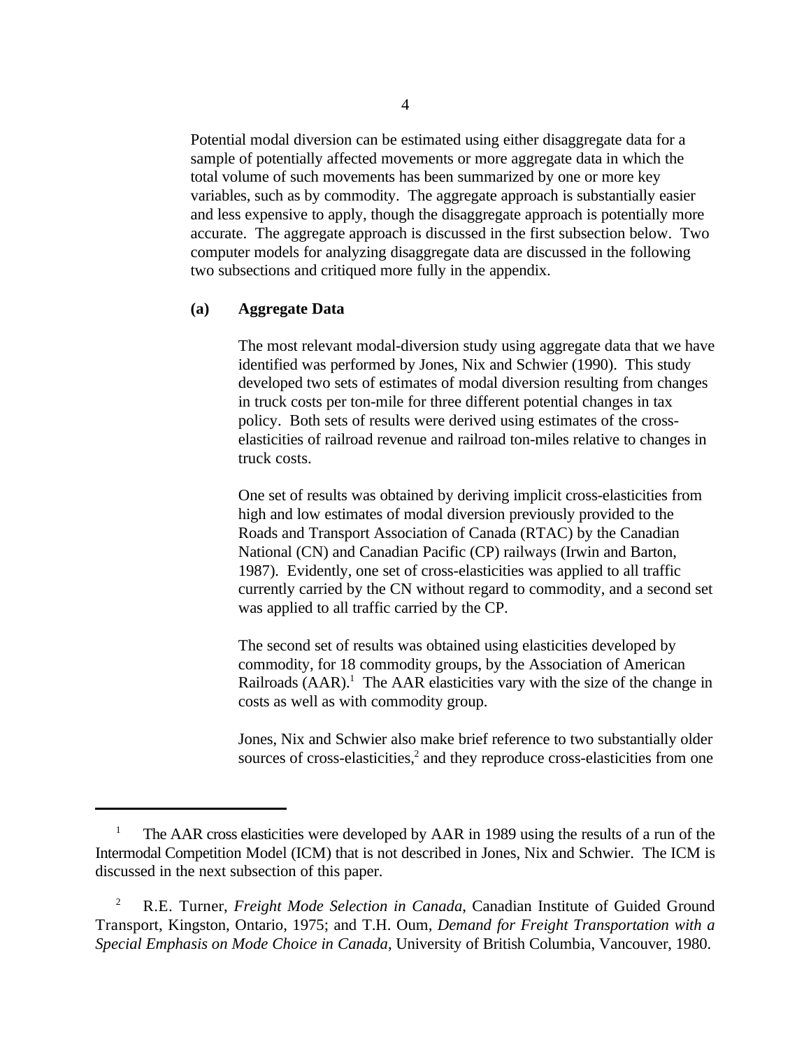Potential modal diversion can be estimated using either disaggregate data for a sample of potentially affected movements or more aggregate data in which the total volume of such movements has been summarized by one or more key variables, such as by commodity. The aggregate approach is substantially easier and less expensive to apply, though the disaggregate approach is potentially more accurate. The aggregate approach is discussed in the first subsection below. Two computer models for analyzing disaggregate data are discussed in the following two subsections and critiqued more fully in the appendix.

**(a) Aggregate Data**

The most relevant modal-diversion study using aggregate data that we have identified was performed by Jones, Nix and Schwier (1990). This study developed two sets of estimates of modal diversion resulting from changes in truck costs per ton-mile for three different potential changes in tax policy. Both sets of results were derived using estimates of the cross-elasticities of railroad revenue and railroad ton-miles relative to changes in truck costs.

One set of results was obtained by deriving implicit cross-elasticities from high and low estimates of modal diversion previously provided to the Roads and Transport Association of Canada (RTAC) by the Canadian National (CN) and Canadian Pacific (CP) railways (Irwin and Barton, 1987). Evidently, one set of cross-elasticities was applied to all traffic currently carried by the CN without regard to commodity, and a second set was applied to all traffic carried by the CP.

The second set of results was obtained using elasticities developed by commodity, for 18 commodity groups, by the Association of American Railroads (AAR).[1] The AAR elasticities vary with the size of the change in costs as well as with commodity group.

Jones, Nix and Schwier also make brief reference to two substantially older sources of cross-elasticities,[2] and they reproduce cross-elasticities from one

---

[1] The AAR cross elasticities were developed by AAR in 1989 using the results of a run of the Intermodal Competition Model (ICM) that is not described in Jones, Nix and Schwier. The ICM is discussed in the next subsection of this paper.

[2] R.E. Turner, *Freight Mode Selection in Canada*, Canadian Institute of Guided Ground Transport, Kingston, Ontario, 1975; and T.H. Oum, *Demand for Freight Transportation with a Special Emphasis on Mode Choice in Canada*, University of British Columbia, Vancouver, 1980.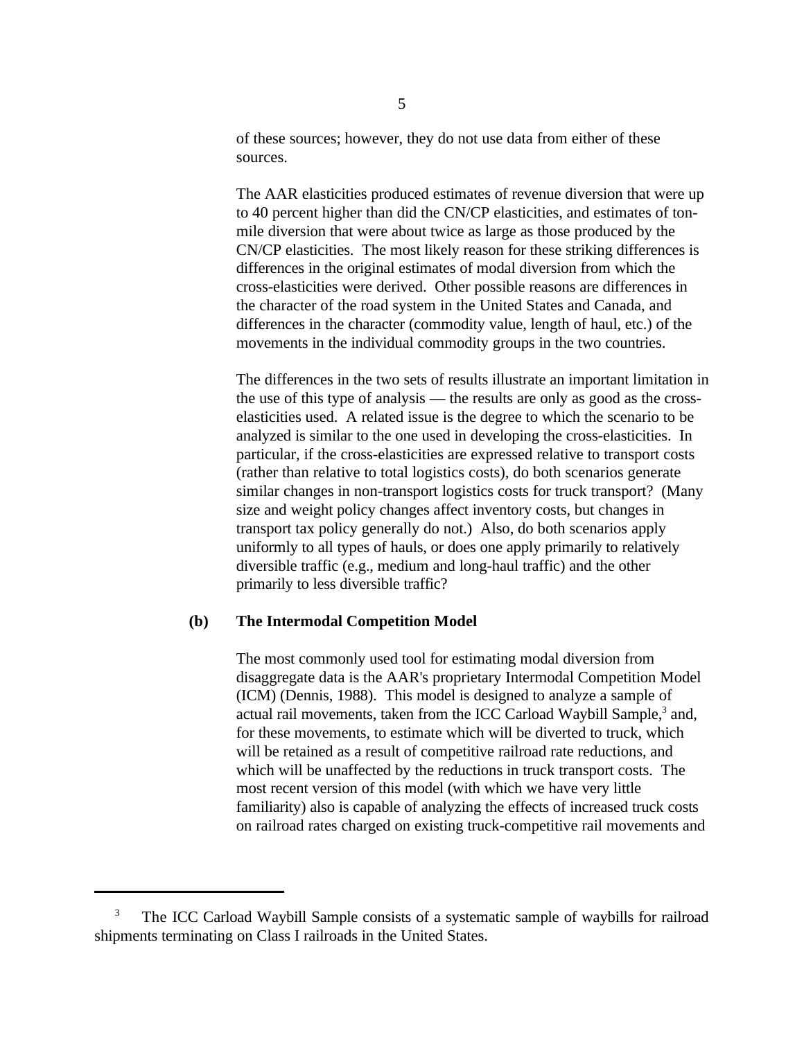of these sources; however, they do not use data from either of these sources.

The AAR elasticities produced estimates of revenue diversion that were up to 40 percent higher than did the CN/CP elasticities, and estimates of ton-mile diversion that were about twice as large as those produced by the CN/CP elasticities. The most likely reason for these striking differences is differences in the original estimates of modal diversion from which the cross-elasticities were derived. Other possible reasons are differences in the character of the road system in the United States and Canada, and differences in the character (commodity value, length of haul, etc.) of the movements in the individual commodity groups in the two countries.

The differences in the two sets of results illustrate an important limitation in the use of this type of analysis — the results are only as good as the cross-elasticities used. A related issue is the degree to which the scenario to be analyzed is similar to the one used in developing the cross-elasticities. In particular, if the cross-elasticities are expressed relative to transport costs (rather than relative to total logistics costs), do both scenarios generate similar changes in non-transport logistics costs for truck transport? (Many size and weight policy changes affect inventory costs, but changes in transport tax policy generally do not.) Also, do both scenarios apply uniformly to all types of hauls, or does one apply primarily to relatively diversible traffic (e.g., medium and long-haul traffic) and the other primarily to less diversible traffic?

**(b) The Intermodal Competition Model**

The most commonly used tool for estimating modal diversion from disaggregate data is the AAR's proprietary Intermodal Competition Model (ICM) (Dennis, 1988). This model is designed to analyze a sample of actual rail movements, taken from the ICC Carload Waybill Sample,[3] and, for these movements, to estimate which will be diverted to truck, which will be retained as a result of competitive railroad rate reductions, and which will be unaffected by the reductions in truck transport costs. The most recent version of this model (with which we have very little familiarity) also is capable of analyzing the effects of increased truck costs on railroad rates charged on existing truck-competitive rail movements and

---

[3] The ICC Carload Waybill Sample consists of a systematic sample of waybills for railroad shipments terminating on Class I railroads in the United States.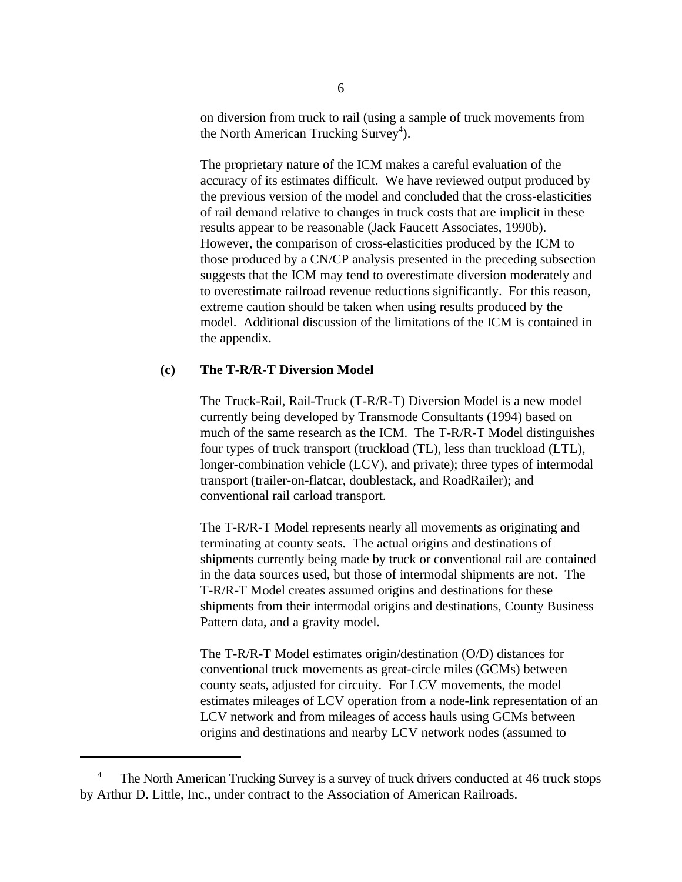on diversion from truck to rail (using a sample of truck movements from the North American Trucking Survey[4]).

The proprietary nature of the ICM makes a careful evaluation of the accuracy of its estimates difficult. We have reviewed output produced by the previous version of the model and concluded that the cross-elasticities of rail demand relative to changes in truck costs that are implicit in these results appear to be reasonable (Jack Faucett Associates, 1990b). However, the comparison of cross-elasticities produced by the ICM to those produced by a CN/CP analysis presented in the preceding subsection suggests that the ICM may tend to overestimate diversion moderately and to overestimate railroad revenue reductions significantly. For this reason, extreme caution should be taken when using results produced by the model. Additional discussion of the limitations of the ICM is contained in the appendix.

**(c) The T-R/R-T Diversion Model**

The Truck-Rail, Rail-Truck (T-R/R-T) Diversion Model is a new model currently being developed by Transmode Consultants (1994) based on much of the same research as the ICM. The T-R/R-T Model distinguishes four types of truck transport (truckload (TL), less than truckload (LTL), longer-combination vehicle (LCV), and private); three types of intermodal transport (trailer-on-flatcar, doublestack, and RoadRailer); and conventional rail carload transport.

The T-R/R-T Model represents nearly all movements as originating and terminating at county seats. The actual origins and destinations of shipments currently being made by truck or conventional rail are contained in the data sources used, but those of intermodal shipments are not. The T-R/R-T Model creates assumed origins and destinations for these shipments from their intermodal origins and destinations, County Business Pattern data, and a gravity model.

The T-R/R-T Model estimates origin/destination (O/D) distances for conventional truck movements as great-circle miles (GCMs) between county seats, adjusted for circuity. For LCV movements, the model estimates mileages of LCV operation from a node-link representation of an LCV network and from mileages of access hauls using GCMs between origins and destinations and nearby LCV network nodes (assumed to

---

[4] The North American Trucking Survey is a survey of truck drivers conducted at 46 truck stops by Arthur D. Little, Inc., under contract to the Association of American Railroads.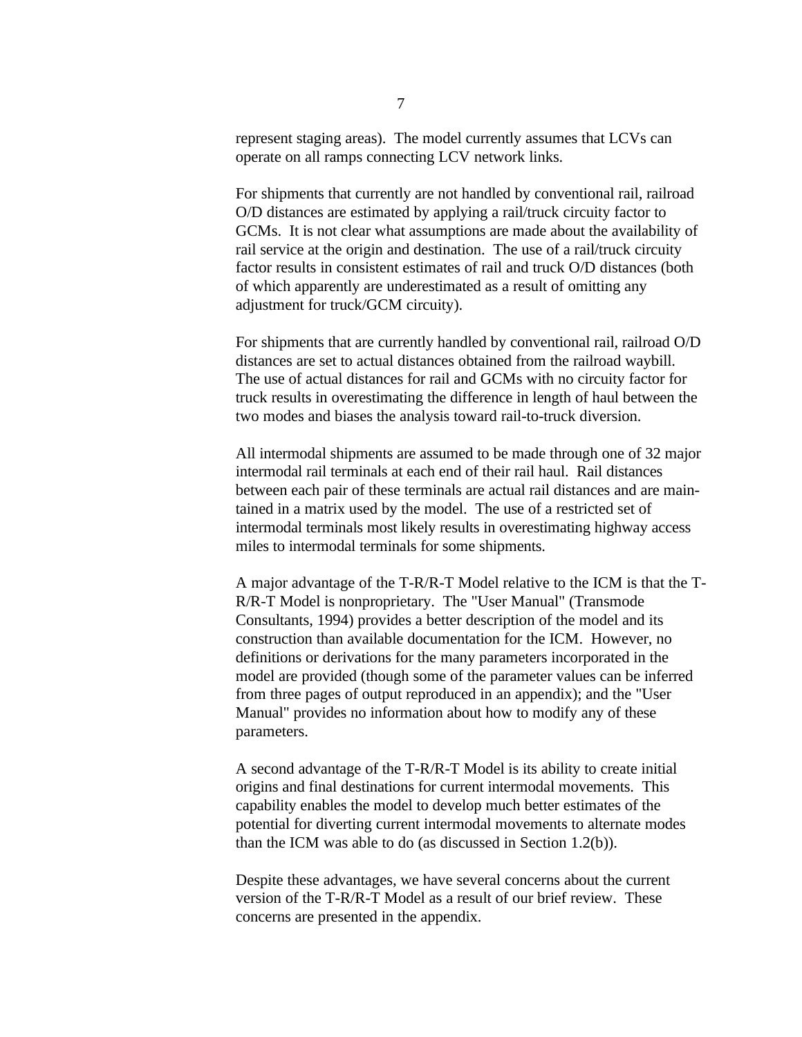represent staging areas). The model currently assumes that LCVs can operate on all ramps connecting LCV network links.

For shipments that currently are not handled by conventional rail, railroad O/D distances are estimated by applying a rail/truck circuity factor to GCMs. It is not clear what assumptions are made about the availability of rail service at the origin and destination. The use of a rail/truck circuity factor results in consistent estimates of rail and truck O/D distances (both of which apparently are underestimated as a result of omitting any adjustment for truck/GCM circuity).

For shipments that are currently handled by conventional rail, railroad O/D distances are set to actual distances obtained from the railroad waybill. The use of actual distances for rail and GCMs with no circuity factor for truck results in overestimating the difference in length of haul between the two modes and biases the analysis toward rail-to-truck diversion.

All intermodal shipments are assumed to be made through one of 32 major intermodal rail terminals at each end of their rail haul. Rail distances between each pair of these terminals are actual rail distances and are maintained in a matrix used by the model. The use of a restricted set of intermodal terminals most likely results in overestimating highway access miles to intermodal terminals for some shipments.

A major advantage of the T-R/R-T Model relative to the ICM is that the T-R/R-T Model is nonproprietary. The "User Manual" (Transmode Consultants, 1994) provides a better description of the model and its construction than available documentation for the ICM. However, no definitions or derivations for the many parameters incorporated in the model are provided (though some of the parameter values can be inferred from three pages of output reproduced in an appendix); and the "User Manual" provides no information about how to modify any of these parameters.

A second advantage of the T-R/R-T Model is its ability to create initial origins and final destinations for current intermodal movements. This capability enables the model to develop much better estimates of the potential for diverting current intermodal movements to alternate modes than the ICM was able to do (as discussed in Section 1.2(b)).

Despite these advantages, we have several concerns about the current version of the T-R/R-T Model as a result of our brief review. These concerns are presented in the appendix.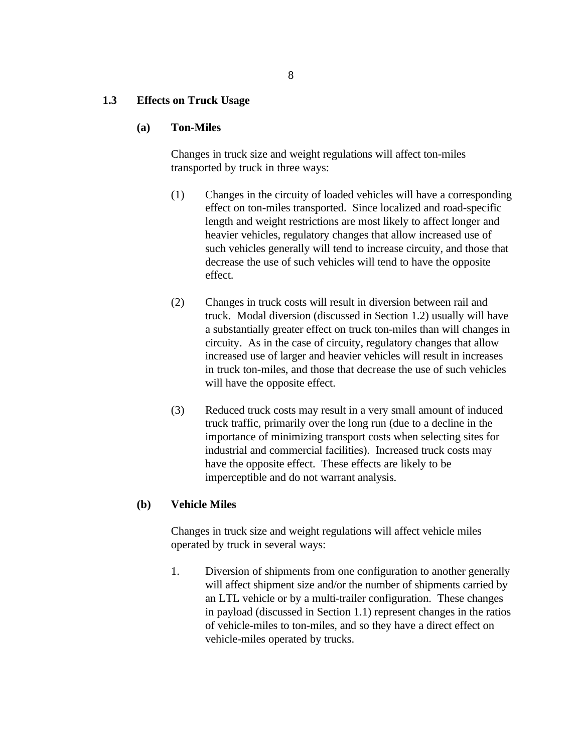## 1.3 Effects on Truck Usage

### (a) Ton-Miles

Changes in truck size and weight regulations will affect ton-miles transported by truck in three ways:

(1) Changes in the circuity of loaded vehicles will have a corresponding effect on ton-miles transported. Since localized and road-specific length and weight restrictions are most likely to affect longer and heavier vehicles, regulatory changes that allow increased use of such vehicles generally will tend to increase circuity, and those that decrease the use of such vehicles will tend to have the opposite effect.

(2) Changes in truck costs will result in diversion between rail and truck. Modal diversion (discussed in Section 1.2) usually will have a substantially greater effect on truck ton-miles than will changes in circuity. As in the case of circuity, regulatory changes that allow increased use of larger and heavier vehicles will result in increases in truck ton-miles, and those that decrease the use of such vehicles will have the opposite effect.

(3) Reduced truck costs may result in a very small amount of induced truck traffic, primarily over the long run (due to a decline in the importance of minimizing transport costs when selecting sites for industrial and commercial facilities). Increased truck costs may have the opposite effect. These effects are likely to be imperceptible and do not warrant analysis.

### (b) Vehicle Miles

Changes in truck size and weight regulations will affect vehicle miles operated by truck in several ways:

1. Diversion of shipments from one configuration to another generally will affect shipment size and/or the number of shipments carried by an LTL vehicle or by a multi-trailer configuration. These changes in payload (discussed in Section 1.1) represent changes in the ratios of vehicle-miles to ton-miles, and so they have a direct effect on vehicle-miles operated by trucks.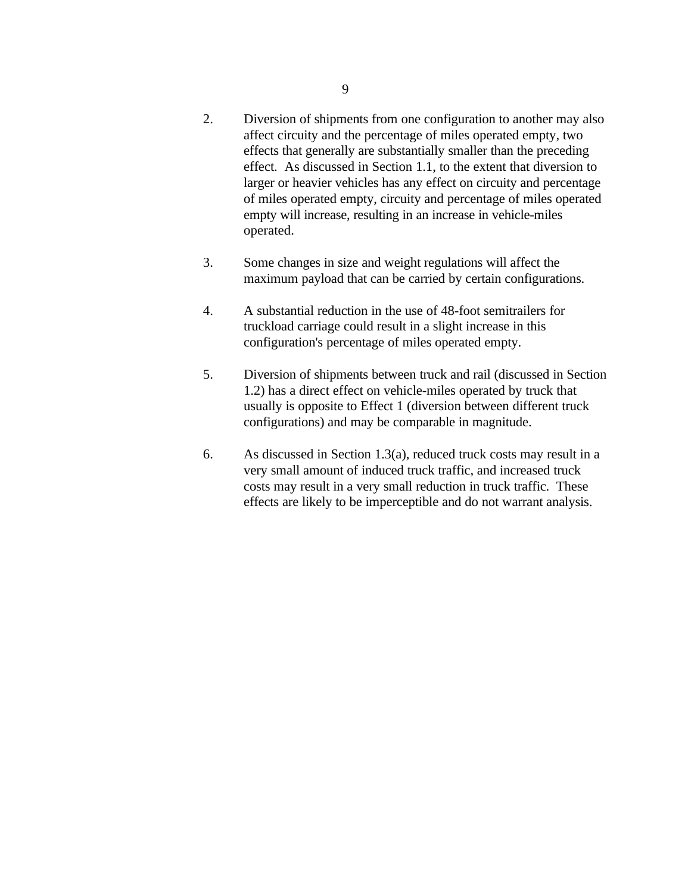2. Diversion of shipments from one configuration to another may also affect circuity and the percentage of miles operated empty, two effects that generally are substantially smaller than the preceding effect. As discussed in Section 1.1, to the extent that diversion to larger or heavier vehicles has any effect on circuity and percentage of miles operated empty, circuity and percentage of miles operated empty will increase, resulting in an increase in vehicle-miles operated.

3. Some changes in size and weight regulations will affect the maximum payload that can be carried by certain configurations.

4. A substantial reduction in the use of 48-foot semitrailers for truckload carriage could result in a slight increase in this configuration's percentage of miles operated empty.

5. Diversion of shipments between truck and rail (discussed in Section 1.2) has a direct effect on vehicle-miles operated by truck that usually is opposite to Effect 1 (diversion between different truck configurations) and may be comparable in magnitude.

6. As discussed in Section 1.3(a), reduced truck costs may result in a very small amount of induced truck traffic, and increased truck costs may result in a very small reduction in truck traffic. These effects are likely to be imperceptible and do not warrant analysis.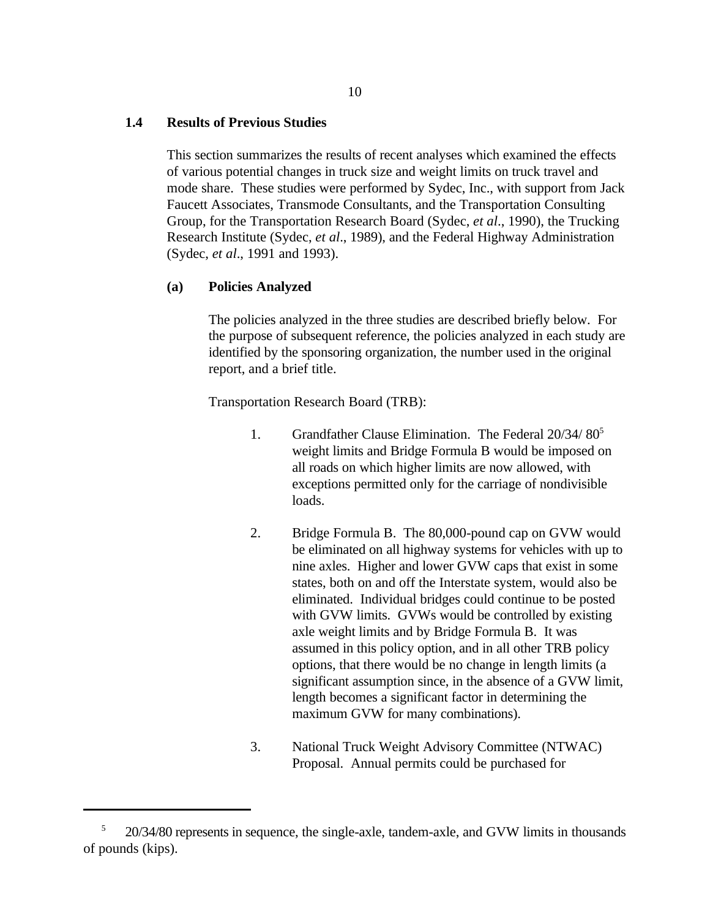### 1.4 Results of Previous Studies

This section summarizes the results of recent analyses which examined the effects of various potential changes in truck size and weight limits on truck travel and mode share. These studies were performed by Sydec, Inc., with support from Jack Faucett Associates, Transmode Consultants, and the Transportation Consulting Group, for the Transportation Research Board (Sydec, *et al*., 1990), the Trucking Research Institute (Sydec, *et al*., 1989), and the Federal Highway Administration (Sydec, *et al*., 1991 and 1993).

#### (a) Policies Analyzed

The policies analyzed in the three studies are described briefly below. For the purpose of subsequent reference, the policies analyzed in each study are identified by the sponsoring organization, the number used in the original report, and a brief title.

Transportation Research Board (TRB):

1. Grandfather Clause Elimination. The Federal 20/34/ 80[5] weight limits and Bridge Formula B would be imposed on all roads on which higher limits are now allowed, with exceptions permitted only for the carriage of nondivisible loads.

2. Bridge Formula B. The 80,000-pound cap on GVW would be eliminated on all highway systems for vehicles with up to nine axles. Higher and lower GVW caps that exist in some states, both on and off the Interstate system, would also be eliminated. Individual bridges could continue to be posted with GVW limits. GVWs would be controlled by existing axle weight limits and by Bridge Formula B. It was assumed in this policy option, and in all other TRB policy options, that there would be no change in length limits (a significant assumption since, in the absence of a GVW limit, length becomes a significant factor in determining the maximum GVW for many combinations).

3. National Truck Weight Advisory Committee (NTWAC) Proposal. Annual permits could be purchased for

---

[5] 20/34/80 represents in sequence, the single-axle, tandem-axle, and GVW limits in thousands of pounds (kips).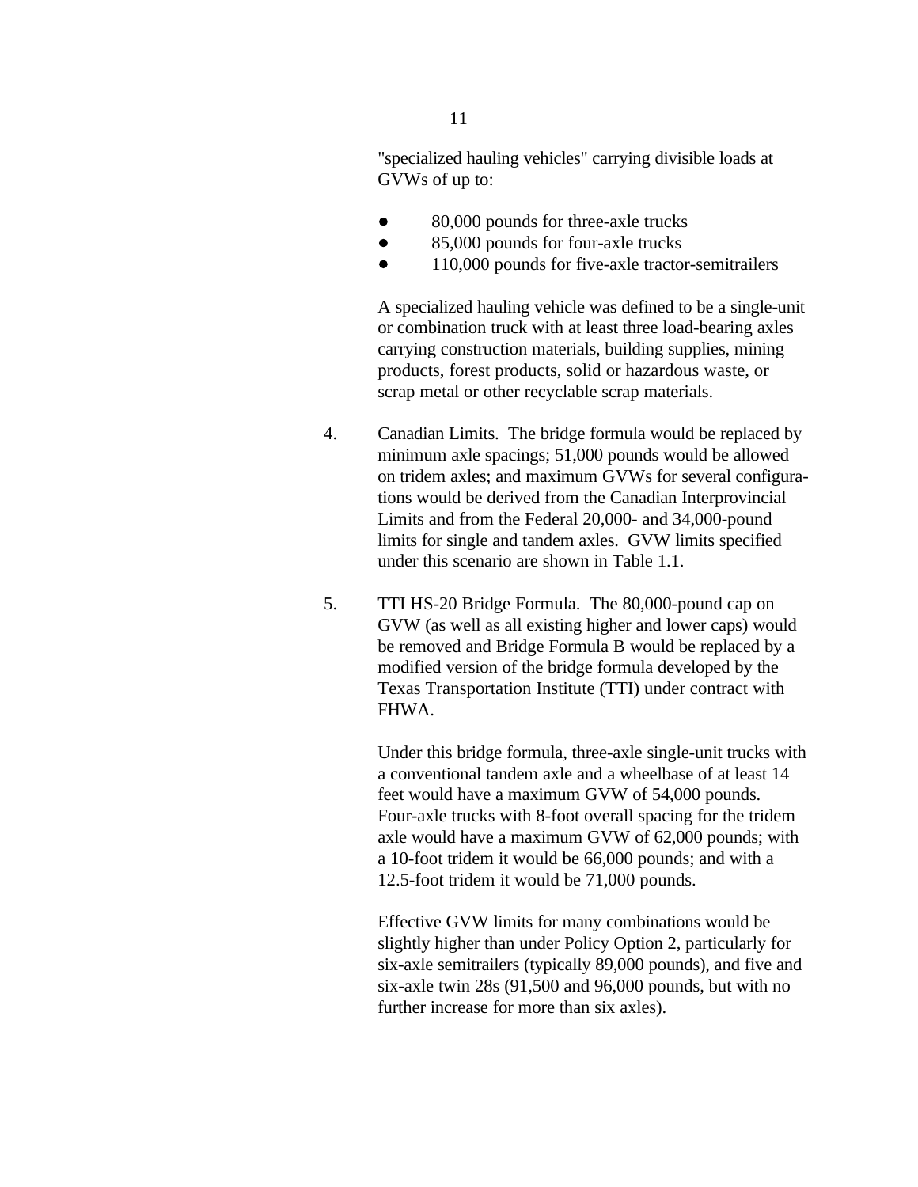"specialized hauling vehicles" carrying divisible loads at GVWs of up to:

- 80,000 pounds for three-axle trucks
- 85,000 pounds for four-axle trucks
- 110,000 pounds for five-axle tractor-semitrailers

A specialized hauling vehicle was defined to be a single-unit or combination truck with at least three load-bearing axles carrying construction materials, building supplies, mining products, forest products, solid or hazardous waste, or scrap metal or other recyclable scrap materials.

4. Canadian Limits. The bridge formula would be replaced by minimum axle spacings; 51,000 pounds would be allowed on tridem axles; and maximum GVWs for several configurations would be derived from the Canadian Interprovincial Limits and from the Federal 20,000- and 34,000-pound limits for single and tandem axles. GVW limits specified under this scenario are shown in Table 1.1.

5. TTI HS-20 Bridge Formula. The 80,000-pound cap on GVW (as well as all existing higher and lower caps) would be removed and Bridge Formula B would be replaced by a modified version of the bridge formula developed by the Texas Transportation Institute (TTI) under contract with FHWA.

   Under this bridge formula, three-axle single-unit trucks with a conventional tandem axle and a wheelbase of at least 14 feet would have a maximum GVW of 54,000 pounds. Four-axle trucks with 8-foot overall spacing for the tridem axle would have a maximum GVW of 62,000 pounds; with a 10-foot tridem it would be 66,000 pounds; and with a 12.5-foot tridem it would be 71,000 pounds.

   Effective GVW limits for many combinations would be slightly higher than under Policy Option 2, particularly for six-axle semitrailers (typically 89,000 pounds), and five and six-axle twin 28s (91,500 and 96,000 pounds, but with no further increase for more than six axles).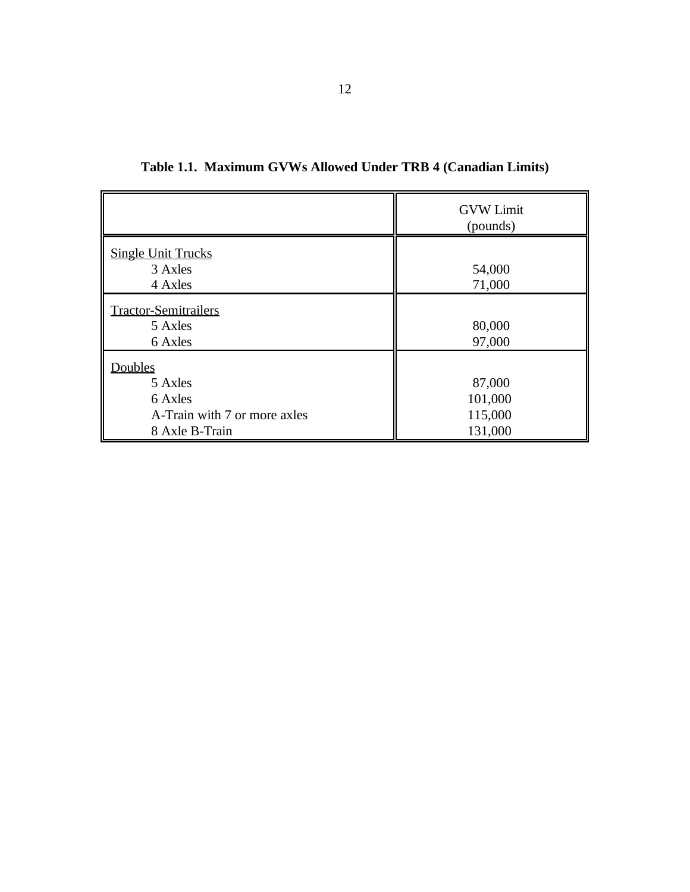**Table 1.1. Maximum GVWs Allowed Under TRB 4 (Canadian Limits)**

| | GVW Limit (pounds) |
|---|---|
| Single Unit Trucks | |
| 3 Axles | 54,000 |
| 4 Axles | 71,000 |
| Tractor-Semitrailers | |
| 5 Axles | 80,000 |
| 6 Axles | 97,000 |
| Doubles | |
| 5 Axles | 87,000 |
| 6 Axles | 101,000 |
| A-Train with 7 or more axles | 115,000 |
| 8 Axle B-Train | 131,000 |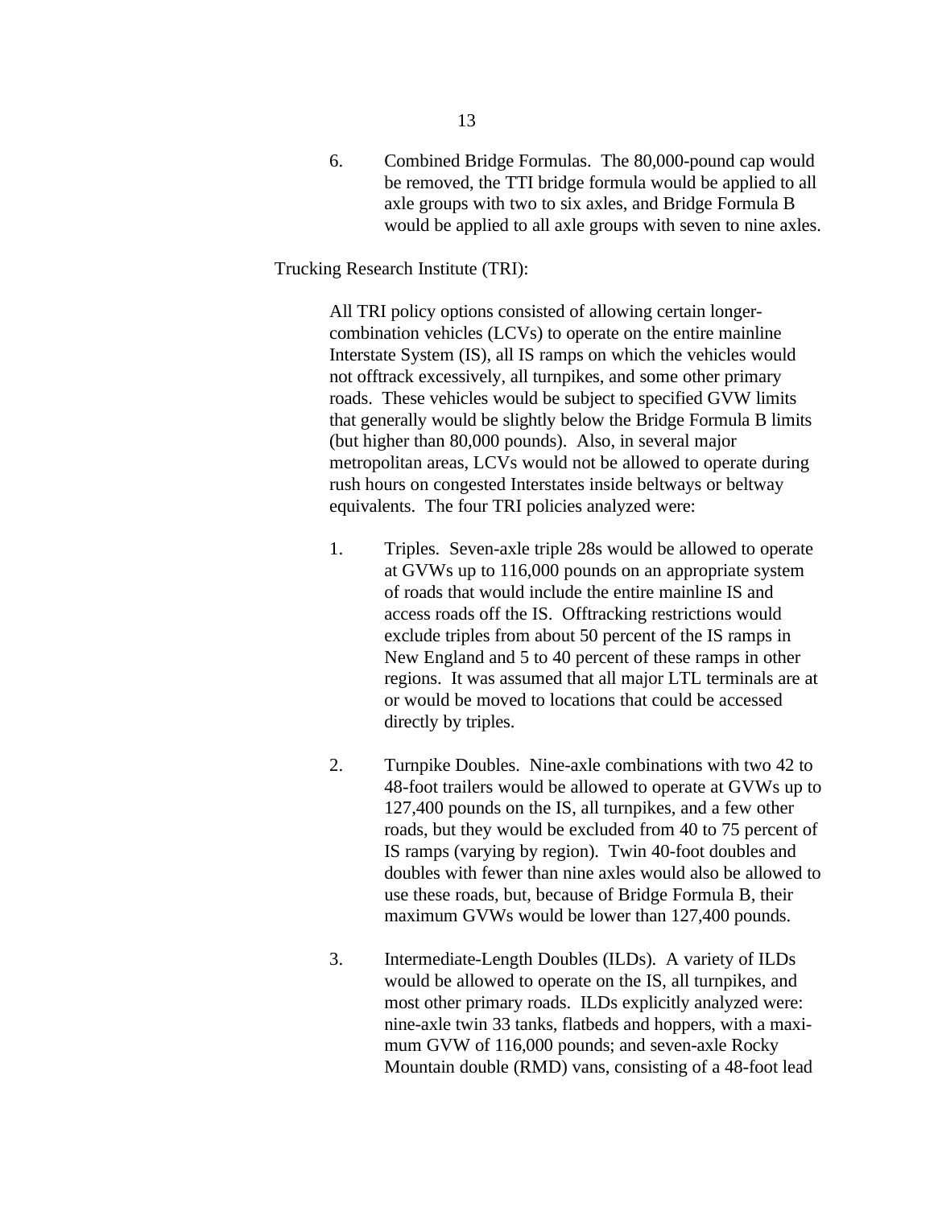6. Combined Bridge Formulas. The 80,000-pound cap would be removed, the TTI bridge formula would be applied to all axle groups with two to six axles, and Bridge Formula B would be applied to all axle groups with seven to nine axles.

Trucking Research Institute (TRI):

All TRI policy options consisted of allowing certain longer-combination vehicles (LCVs) to operate on the entire mainline Interstate System (IS), all IS ramps on which the vehicles would not offtrack excessively, all turnpikes, and some other primary roads. These vehicles would be subject to specified GVW limits that generally would be slightly below the Bridge Formula B limits (but higher than 80,000 pounds). Also, in several major metropolitan areas, LCVs would not be allowed to operate during rush hours on congested Interstates inside beltways or beltway equivalents. The four TRI policies analyzed were:

1. Triples. Seven-axle triple 28s would be allowed to operate at GVWs up to 116,000 pounds on an appropriate system of roads that would include the entire mainline IS and access roads off the IS. Offtracking restrictions would exclude triples from about 50 percent of the IS ramps in New England and 5 to 40 percent of these ramps in other regions. It was assumed that all major LTL terminals are at or would be moved to locations that could be accessed directly by triples.

2. Turnpike Doubles. Nine-axle combinations with two 42 to 48-foot trailers would be allowed to operate at GVWs up to 127,400 pounds on the IS, all turnpikes, and a few other roads, but they would be excluded from 40 to 75 percent of IS ramps (varying by region). Twin 40-foot doubles and doubles with fewer than nine axles would also be allowed to use these roads, but, because of Bridge Formula B, their maximum GVWs would be lower than 127,400 pounds.

3. Intermediate-Length Doubles (ILDs). A variety of ILDs would be allowed to operate on the IS, all turnpikes, and most other primary roads. ILDs explicitly analyzed were: nine-axle twin 33 tanks, flatbeds and hoppers, with a maximum GVW of 116,000 pounds; and seven-axle Rocky Mountain double (RMD) vans, consisting of a 48-foot lead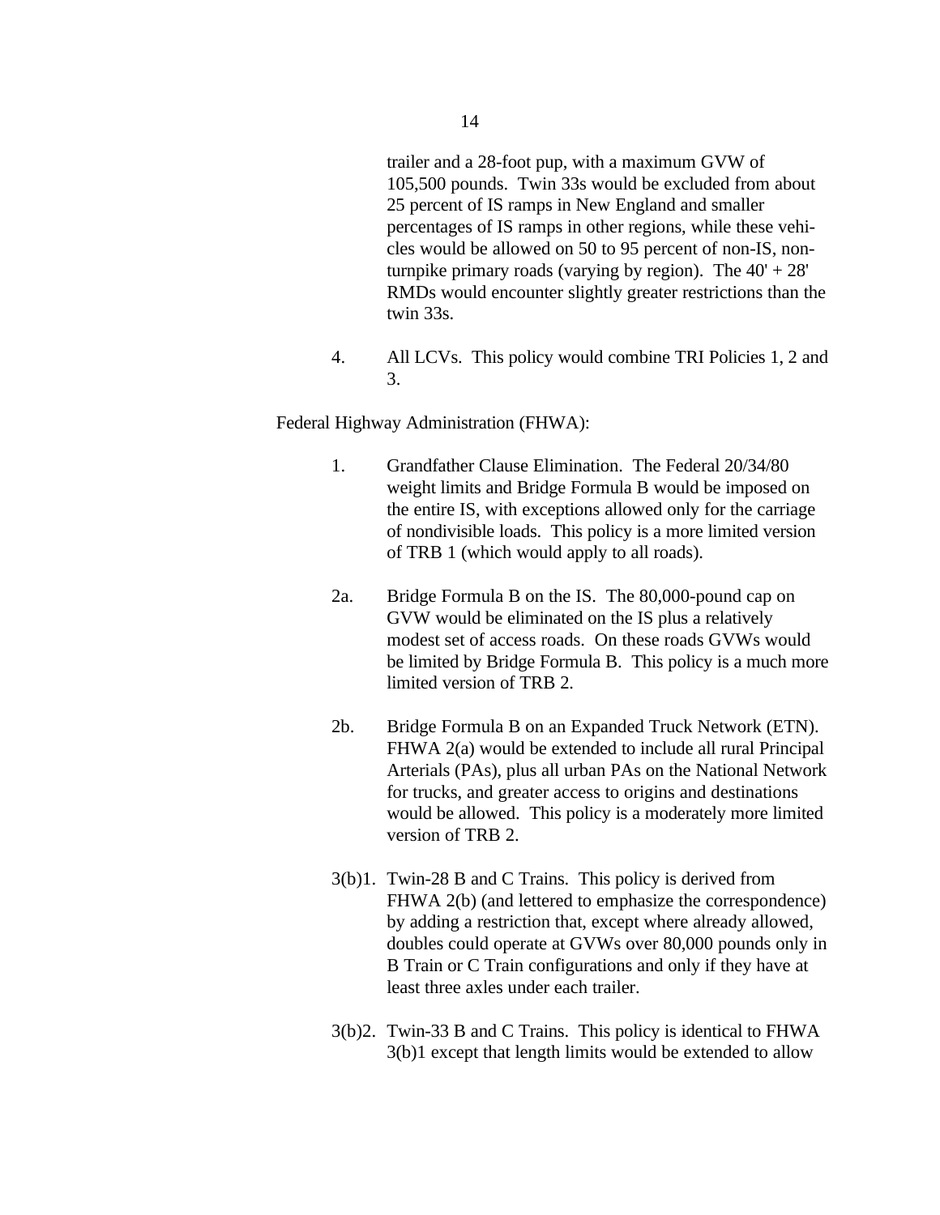trailer and a 28-foot pup, with a maximum GVW of 105,500 pounds. Twin 33s would be excluded from about 25 percent of IS ramps in New England and smaller percentages of IS ramps in other regions, while these vehicles would be allowed on 50 to 95 percent of non-IS, non-turnpike primary roads (varying by region). The 40' + 28' RMDs would encounter slightly greater restrictions than the twin 33s.

4. All LCVs. This policy would combine TRI Policies 1, 2 and 3.

Federal Highway Administration (FHWA):

1. Grandfather Clause Elimination. The Federal 20/34/80 weight limits and Bridge Formula B would be imposed on the entire IS, with exceptions allowed only for the carriage of nondivisible loads. This policy is a more limited version of TRB 1 (which would apply to all roads).

2a. Bridge Formula B on the IS. The 80,000-pound cap on GVW would be eliminated on the IS plus a relatively modest set of access roads. On these roads GVWs would be limited by Bridge Formula B. This policy is a much more limited version of TRB 2.

2b. Bridge Formula B on an Expanded Truck Network (ETN). FHWA 2(a) would be extended to include all rural Principal Arterials (PAs), plus all urban PAs on the National Network for trucks, and greater access to origins and destinations would be allowed. This policy is a moderately more limited version of TRB 2.

3(b)1. Twin-28 B and C Trains. This policy is derived from FHWA 2(b) (and lettered to emphasize the correspondence) by adding a restriction that, except where already allowed, doubles could operate at GVWs over 80,000 pounds only in B Train or C Train configurations and only if they have at least three axles under each trailer.

3(b)2. Twin-33 B and C Trains. This policy is identical to FHWA 3(b)1 except that length limits would be extended to allow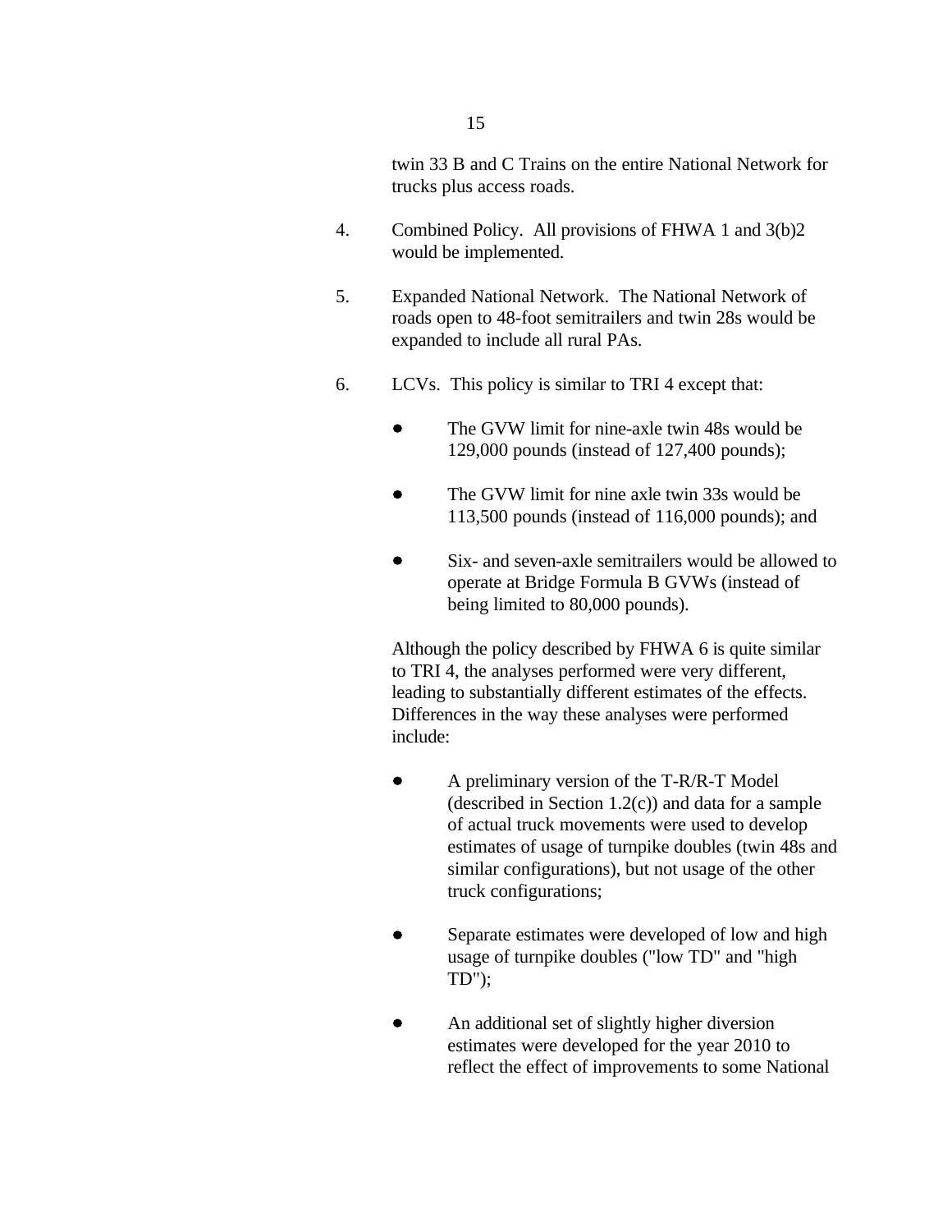twin 33 B and C Trains on the entire National Network for trucks plus access roads.

4. Combined Policy. All provisions of FHWA 1 and 3(b)2 would be implemented.

5. Expanded National Network. The National Network of roads open to 48-foot semitrailers and twin 28s would be expanded to include all rural PAs.

6. LCVs. This policy is similar to TRI 4 except that:

   - The GVW limit for nine-axle twin 48s would be 129,000 pounds (instead of 127,400 pounds);

   - The GVW limit for nine axle twin 33s would be 113,500 pounds (instead of 116,000 pounds); and

   - Six- and seven-axle semitrailers would be allowed to operate at Bridge Formula B GVWs (instead of being limited to 80,000 pounds).

   Although the policy described by FHWA 6 is quite similar to TRI 4, the analyses performed were very different, leading to substantially different estimates of the effects. Differences in the way these analyses were performed include:

   - A preliminary version of the T-R/R-T Model (described in Section 1.2(c)) and data for a sample of actual truck movements were used to develop estimates of usage of turnpike doubles (twin 48s and similar configurations), but not usage of the other truck configurations;

   - Separate estimates were developed of low and high usage of turnpike doubles ("low TD" and "high TD");

   - An additional set of slightly higher diversion estimates were developed for the year 2010 to reflect the effect of improvements to some National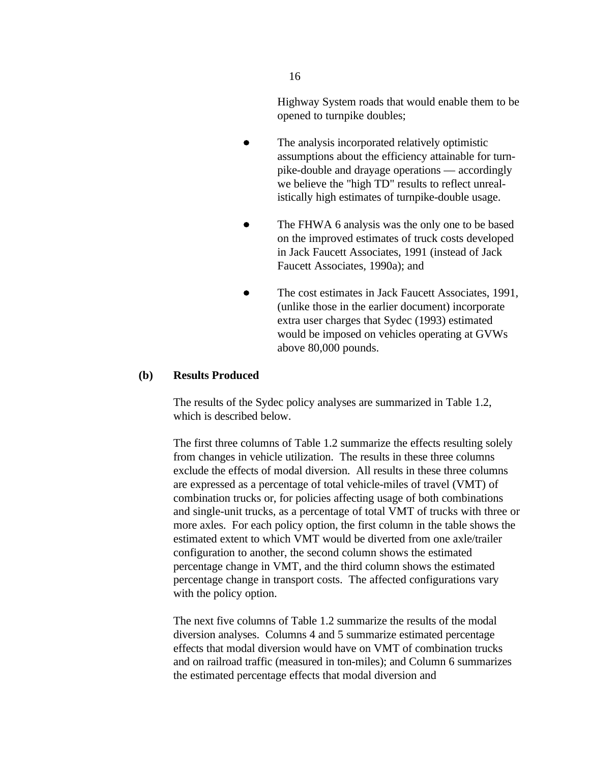Highway System roads that would enable them to be opened to turnpike doubles;

- The analysis incorporated relatively optimistic assumptions about the efficiency attainable for turnpike-double and drayage operations — accordingly we believe the "high TD" results to reflect unrealistically high estimates of turnpike-double usage.

- The FHWA 6 analysis was the only one to be based on the improved estimates of truck costs developed in Jack Faucett Associates, 1991 (instead of Jack Faucett Associates, 1990a); and

- The cost estimates in Jack Faucett Associates, 1991, (unlike those in the earlier document) incorporate extra user charges that Sydec (1993) estimated would be imposed on vehicles operating at GVWs above 80,000 pounds.

**(b) Results Produced**

The results of the Sydec policy analyses are summarized in Table 1.2, which is described below.

The first three columns of Table 1.2 summarize the effects resulting solely from changes in vehicle utilization. The results in these three columns exclude the effects of modal diversion. All results in these three columns are expressed as a percentage of total vehicle-miles of travel (VMT) of combination trucks or, for policies affecting usage of both combinations and single-unit trucks, as a percentage of total VMT of trucks with three or more axles. For each policy option, the first column in the table shows the estimated extent to which VMT would be diverted from one axle/trailer configuration to another, the second column shows the estimated percentage change in VMT, and the third column shows the estimated percentage change in transport costs. The affected configurations vary with the policy option.

The next five columns of Table 1.2 summarize the results of the modal diversion analyses. Columns 4 and 5 summarize estimated percentage effects that modal diversion would have on VMT of combination trucks and on railroad traffic (measured in ton-miles); and Column 6 summarizes the estimated percentage effects that modal diversion and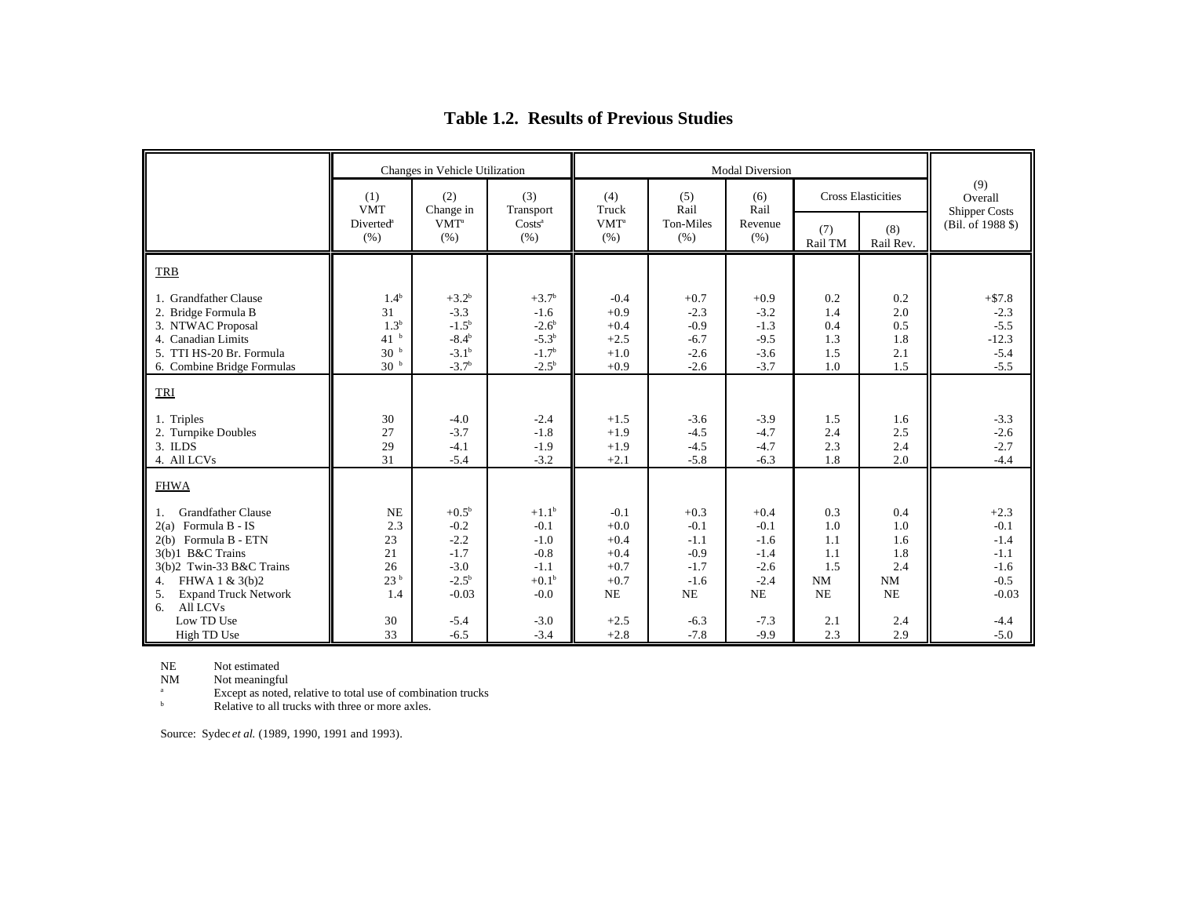# Table 1.2. Results of Previous Studies

| | Changes in Vehicle Utilization | | | Modal Diversion | | | | | |
|---|---|---|---|---|---|---|---|---|---|
| | (1) VMT Diverted[a] (%) | (2) Change in VMT[a] (%) | (3) Transport Costs[a] (%) | (4) Truck VMT[a] (%) | (5) Rail Ton-Miles (%) | (6) Rail Revenue (%) | Cross Elasticities (7) Rail TM | Cross Elasticities (8) Rail Rev. | (9) Overall Shipper Costs (Bil. of 1988 $) |
| TRB | | | | | | | | | |
| 1. Grandfather Clause | 1.4[b] | +3.2[b] | +3.7[b] | -0.4 | +0.7 | +0.9 | 0.2 | 0.2 | +$7.8 |
| 2. Bridge Formula B | 31 | -3.3 | -1.6 | +0.9 | -2.3 | -3.2 | 1.4 | 2.0 | -2.3 |
| 3. NTWAC Proposal | 1.3[b] | -1.5[b] | -2.6[b] | +0.4 | -0.9 | -1.3 | 0.4 | 0.5 | -5.5 |
| 4. Canadian Limits | 41 [b] | -8.4[b] | -5.3[b] | +2.5 | -6.7 | -9.5 | 1.3 | 1.8 | -12.3 |
| 5. TTI HS-20 Br. Formula | 30 [b] | -3.1[b] | -1.7[b] | +1.0 | -2.6 | -3.6 | 1.5 | 2.1 | -5.4 |
| 6. Combine Bridge Formulas | 30 [b] | -3.7[b] | -2.5[b] | +0.9 | -2.6 | -3.7 | 1.0 | 1.5 | -5.5 |
| TRI | | | | | | | | | |
| 1. Triples | 30 | -4.0 | -2.4 | +1.5 | -3.6 | -3.9 | 1.5 | 1.6 | -3.3 |
| 2. Turnpike Doubles | 27 | -3.7 | -1.8 | +1.9 | -4.5 | -4.7 | 2.4 | 2.5 | -2.6 |
| 3. ILDS | 29 | -4.1 | -1.9 | +1.9 | -4.5 | -4.7 | 2.3 | 2.4 | -2.7 |
| 4. All LCVs | 31 | -5.4 | -3.2 | +2.1 | -5.8 | -6.3 | 1.8 | 2.0 | -4.4 |
| FHWA | | | | | | | | | |
| 1. Grandfather Clause | NE | +0.5[b] | +1.1[b] | -0.1 | +0.3 | +0.4 | 0.3 | 0.4 | +2.3 |
| 2(a) Formula B - IS | 2.3 | -0.2 | -0.1 | +0.0 | -0.1 | -0.1 | 1.0 | 1.0 | -0.1 |
| 2(b) Formula B - ETN | 23 | -2.2 | -1.0 | +0.4 | -1.1 | -1.6 | 1.1 | 1.6 | -1.4 |
| 3(b)1 B&C Trains | 21 | -1.7 | -0.8 | +0.4 | -0.9 | -1.4 | 1.1 | 1.8 | -1.1 |
| 3(b)2 Twin-33 B&C Trains | 26 | -3.0 | -1.1 | +0.7 | -1.7 | -2.6 | 1.5 | 2.4 | -1.6 |
| 4. FHWA 1 & 3(b)2 | 23 [b] | -2.5[b] | +0.1[b] | +0.7 | -1.6 | -2.4 | NM | NM | -0.5 |
| 5. Expand Truck Network | 1.4 | -0.03 | -0.0 | NE | NE | NE | NE | NE | -0.03 |
| 6. All LCVs | | | | | | | | | |
| Low TD Use | 30 | -5.4 | -3.0 | +2.5 | -6.3 | -7.3 | 2.1 | 2.4 | -4.4 |
| High TD Use | 33 | -6.5 | -3.4 | +2.8 | -7.8 | -9.9 | 2.3 | 2.9 | -5.0 |

NE Not estimated

NM Not meaningful

[a] Except as noted, relative to total use of combination trucks

[b] Relative to all trucks with three or more axles.

Source: Sydec *et al.* (1989, 1990, 1991 and 1993).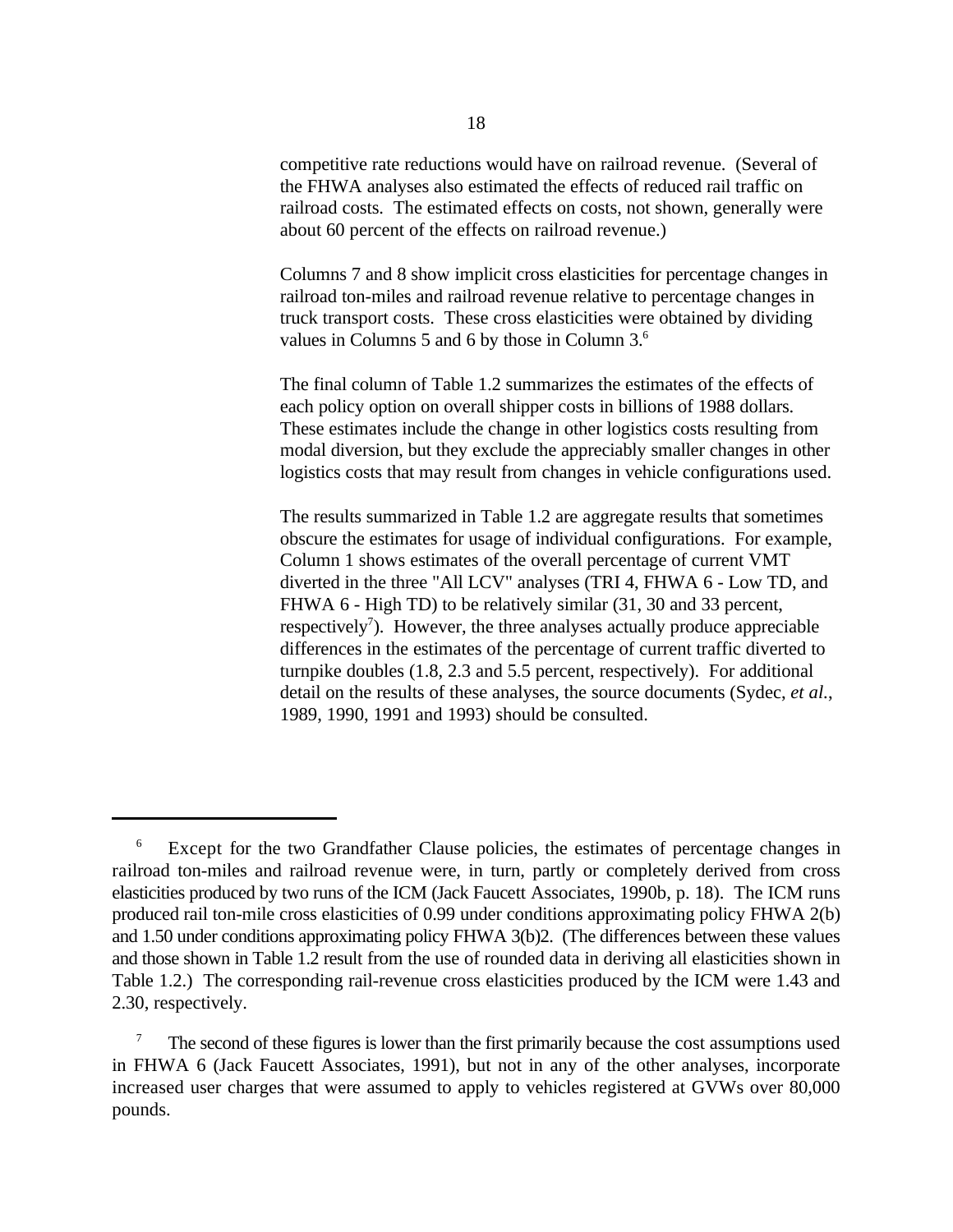competitive rate reductions would have on railroad revenue. (Several of the FHWA analyses also estimated the effects of reduced rail traffic on railroad costs. The estimated effects on costs, not shown, generally were about 60 percent of the effects on railroad revenue.)

Columns 7 and 8 show implicit cross elasticities for percentage changes in railroad ton-miles and railroad revenue relative to percentage changes in truck transport costs. These cross elasticities were obtained by dividing values in Columns 5 and 6 by those in Column 3.[6]

The final column of Table 1.2 summarizes the estimates of the effects of each policy option on overall shipper costs in billions of 1988 dollars. These estimates include the change in other logistics costs resulting from modal diversion, but they exclude the appreciably smaller changes in other logistics costs that may result from changes in vehicle configurations used.

The results summarized in Table 1.2 are aggregate results that sometimes obscure the estimates for usage of individual configurations. For example, Column 1 shows estimates of the overall percentage of current VMT diverted in the three "All LCV" analyses (TRI 4, FHWA 6 - Low TD, and FHWA 6 - High TD) to be relatively similar (31, 30 and 33 percent, respectively[7]). However, the three analyses actually produce appreciable differences in the estimates of the percentage of current traffic diverted to turnpike doubles (1.8, 2.3 and 5.5 percent, respectively). For additional detail on the results of these analyses, the source documents (Sydec, *et al.*, 1989, 1990, 1991 and 1993) should be consulted.

---

[6] Except for the two Grandfather Clause policies, the estimates of percentage changes in railroad ton-miles and railroad revenue were, in turn, partly or completely derived from cross elasticities produced by two runs of the ICM (Jack Faucett Associates, 1990b, p. 18). The ICM runs produced rail ton-mile cross elasticities of 0.99 under conditions approximating policy FHWA 2(b) and 1.50 under conditions approximating policy FHWA 3(b)2. (The differences between these values and those shown in Table 1.2 result from the use of rounded data in deriving all elasticities shown in Table 1.2.) The corresponding rail-revenue cross elasticities produced by the ICM were 1.43 and 2.30, respectively.

[7] The second of these figures is lower than the first primarily because the cost assumptions used in FHWA 6 (Jack Faucett Associates, 1991), but not in any of the other analyses, incorporate increased user charges that were assumed to apply to vehicles registered at GVWs over 80,000 pounds.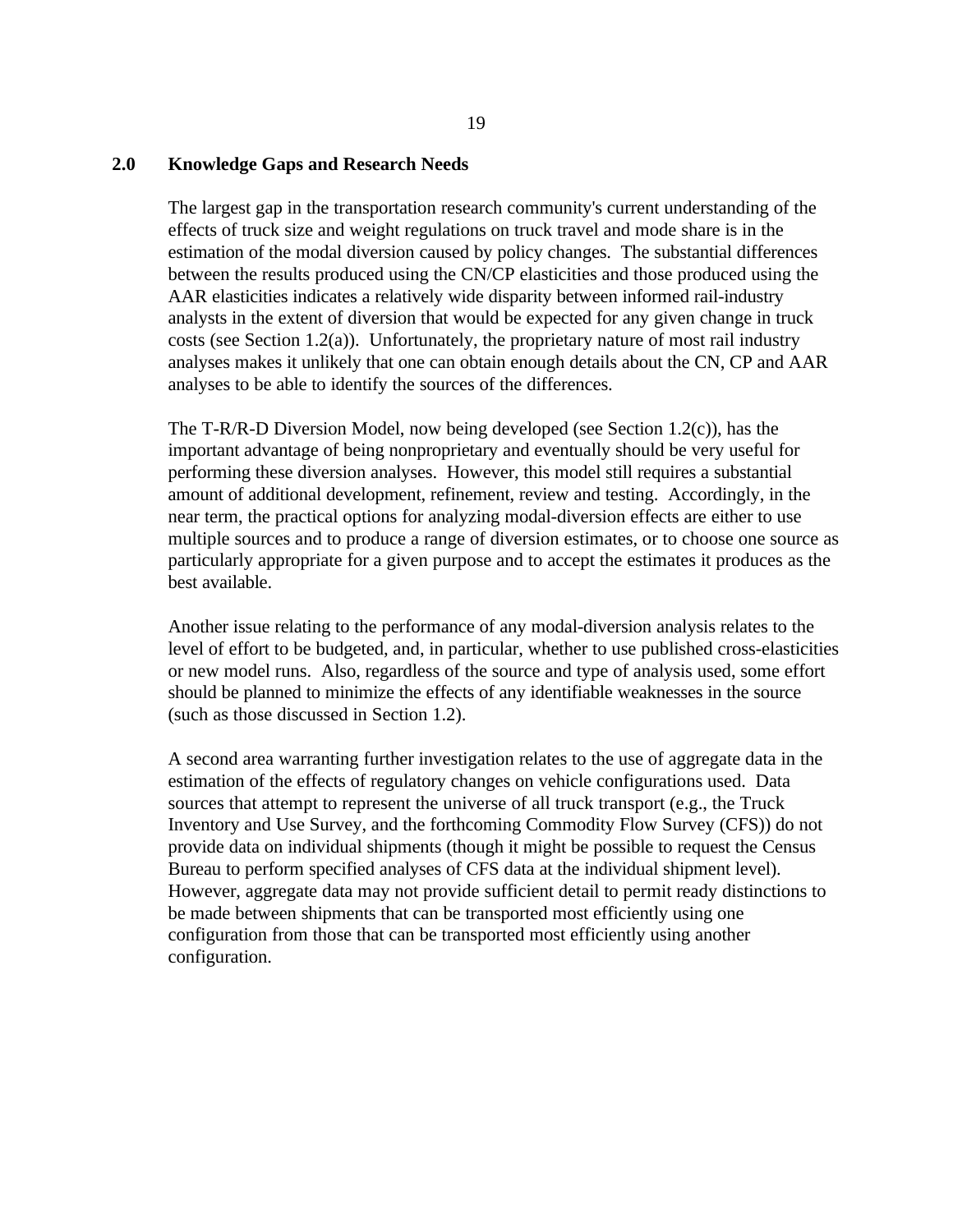## 2.0 Knowledge Gaps and Research Needs

The largest gap in the transportation research community's current understanding of the effects of truck size and weight regulations on truck travel and mode share is in the estimation of the modal diversion caused by policy changes. The substantial differences between the results produced using the CN/CP elasticities and those produced using the AAR elasticities indicates a relatively wide disparity between informed rail-industry analysts in the extent of diversion that would be expected for any given change in truck costs (see Section 1.2(a)). Unfortunately, the proprietary nature of most rail industry analyses makes it unlikely that one can obtain enough details about the CN, CP and AAR analyses to be able to identify the sources of the differences.

The T-R/R-D Diversion Model, now being developed (see Section 1.2(c)), has the important advantage of being nonproprietary and eventually should be very useful for performing these diversion analyses. However, this model still requires a substantial amount of additional development, refinement, review and testing. Accordingly, in the near term, the practical options for analyzing modal-diversion effects are either to use multiple sources and to produce a range of diversion estimates, or to choose one source as particularly appropriate for a given purpose and to accept the estimates it produces as the best available.

Another issue relating to the performance of any modal-diversion analysis relates to the level of effort to be budgeted, and, in particular, whether to use published cross-elasticities or new model runs. Also, regardless of the source and type of analysis used, some effort should be planned to minimize the effects of any identifiable weaknesses in the source (such as those discussed in Section 1.2).

A second area warranting further investigation relates to the use of aggregate data in the estimation of the effects of regulatory changes on vehicle configurations used. Data sources that attempt to represent the universe of all truck transport (e.g., the Truck Inventory and Use Survey, and the forthcoming Commodity Flow Survey (CFS)) do not provide data on individual shipments (though it might be possible to request the Census Bureau to perform specified analyses of CFS data at the individual shipment level). However, aggregate data may not provide sufficient detail to permit ready distinctions to be made between shipments that can be transported most efficiently using one configuration from those that can be transported most efficiently using another configuration.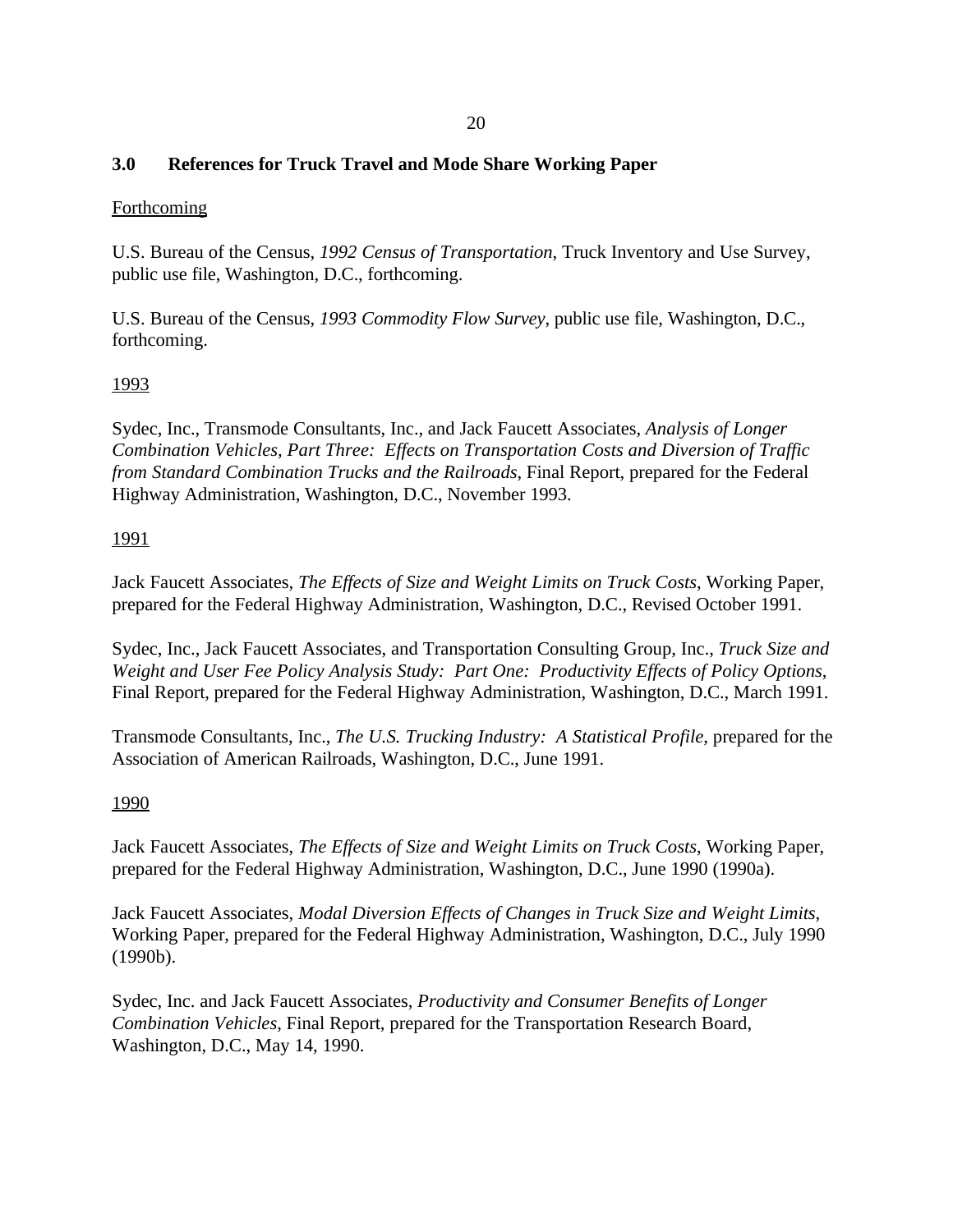## 3.0 References for Truck Travel and Mode Share Working Paper

<u>Forthcoming</u>

U.S. Bureau of the Census, *1992 Census of Transportation*, Truck Inventory and Use Survey, public use file, Washington, D.C., forthcoming.

U.S. Bureau of the Census, *1993 Commodity Flow Survey*, public use file, Washington, D.C., forthcoming.

<u>1993</u>

Sydec, Inc., Transmode Consultants, Inc., and Jack Faucett Associates, *Analysis of Longer Combination Vehicles, Part Three: Effects on Transportation Costs and Diversion of Traffic from Standard Combination Trucks and the Railroads*, Final Report, prepared for the Federal Highway Administration, Washington, D.C., November 1993.

<u>1991</u>

Jack Faucett Associates, *The Effects of Size and Weight Limits on Truck Costs*, Working Paper, prepared for the Federal Highway Administration, Washington, D.C., Revised October 1991.

Sydec, Inc., Jack Faucett Associates, and Transportation Consulting Group, Inc., *Truck Size and Weight and User Fee Policy Analysis Study: Part One: Productivity Effects of Policy Options*, Final Report, prepared for the Federal Highway Administration, Washington, D.C., March 1991.

Transmode Consultants, Inc., *The U.S. Trucking Industry: A Statistical Profile*, prepared for the Association of American Railroads, Washington, D.C., June 1991.

<u>1990</u>

Jack Faucett Associates, *The Effects of Size and Weight Limits on Truck Costs*, Working Paper, prepared for the Federal Highway Administration, Washington, D.C., June 1990 (1990a).

Jack Faucett Associates, *Modal Diversion Effects of Changes in Truck Size and Weight Limits*, Working Paper, prepared for the Federal Highway Administration, Washington, D.C., July 1990 (1990b).

Sydec, Inc. and Jack Faucett Associates, *Productivity and Consumer Benefits of Longer Combination Vehicles*, Final Report, prepared for the Transportation Research Board, Washington, D.C., May 14, 1990.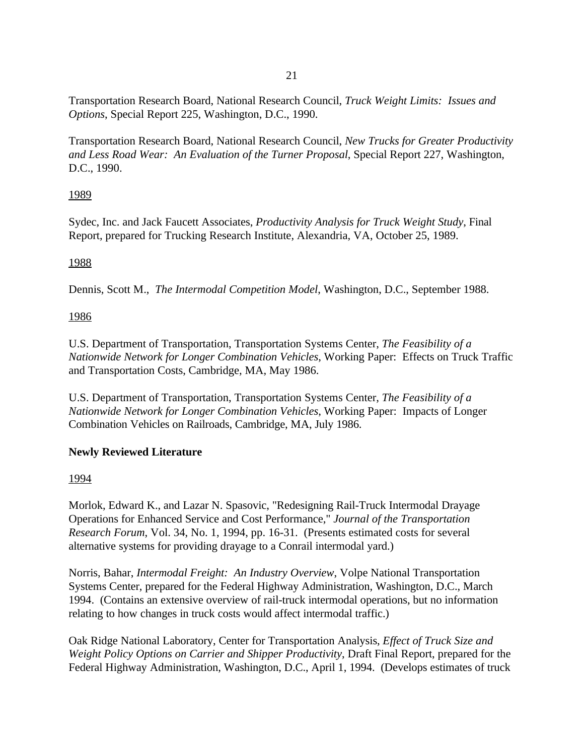Transportation Research Board, National Research Council, *Truck Weight Limits: Issues and Options*, Special Report 225, Washington, D.C., 1990.

Transportation Research Board, National Research Council, *New Trucks for Greater Productivity and Less Road Wear: An Evaluation of the Turner Proposal*, Special Report 227, Washington, D.C., 1990.

<u>1989</u>

Sydec, Inc. and Jack Faucett Associates, *Productivity Analysis for Truck Weight Study*, Final Report, prepared for Trucking Research Institute, Alexandria, VA, October 25, 1989.

<u>1988</u>

Dennis, Scott M., *The Intermodal Competition Model*, Washington, D.C., September 1988.

<u>1986</u>

U.S. Department of Transportation, Transportation Systems Center, *The Feasibility of a Nationwide Network for Longer Combination Vehicles*, Working Paper: Effects on Truck Traffic and Transportation Costs, Cambridge, MA, May 1986.

U.S. Department of Transportation, Transportation Systems Center, *The Feasibility of a Nationwide Network for Longer Combination Vehicles*, Working Paper: Impacts of Longer Combination Vehicles on Railroads, Cambridge, MA, July 1986.

**Newly Reviewed Literature**

<u>1994</u>

Morlok, Edward K., and Lazar N. Spasovic, "Redesigning Rail-Truck Intermodal Drayage Operations for Enhanced Service and Cost Performance," *Journal of the Transportation Research Forum*, Vol. 34, No. 1, 1994, pp. 16-31. (Presents estimated costs for several alternative systems for providing drayage to a Conrail intermodal yard.)

Norris, Bahar, *Intermodal Freight: An Industry Overview*, Volpe National Transportation Systems Center, prepared for the Federal Highway Administration, Washington, D.C., March 1994. (Contains an extensive overview of rail-truck intermodal operations, but no information relating to how changes in truck costs would affect intermodal traffic.)

Oak Ridge National Laboratory, Center for Transportation Analysis, *Effect of Truck Size and Weight Policy Options on Carrier and Shipper Productivity*, Draft Final Report, prepared for the Federal Highway Administration, Washington, D.C., April 1, 1994. (Develops estimates of truck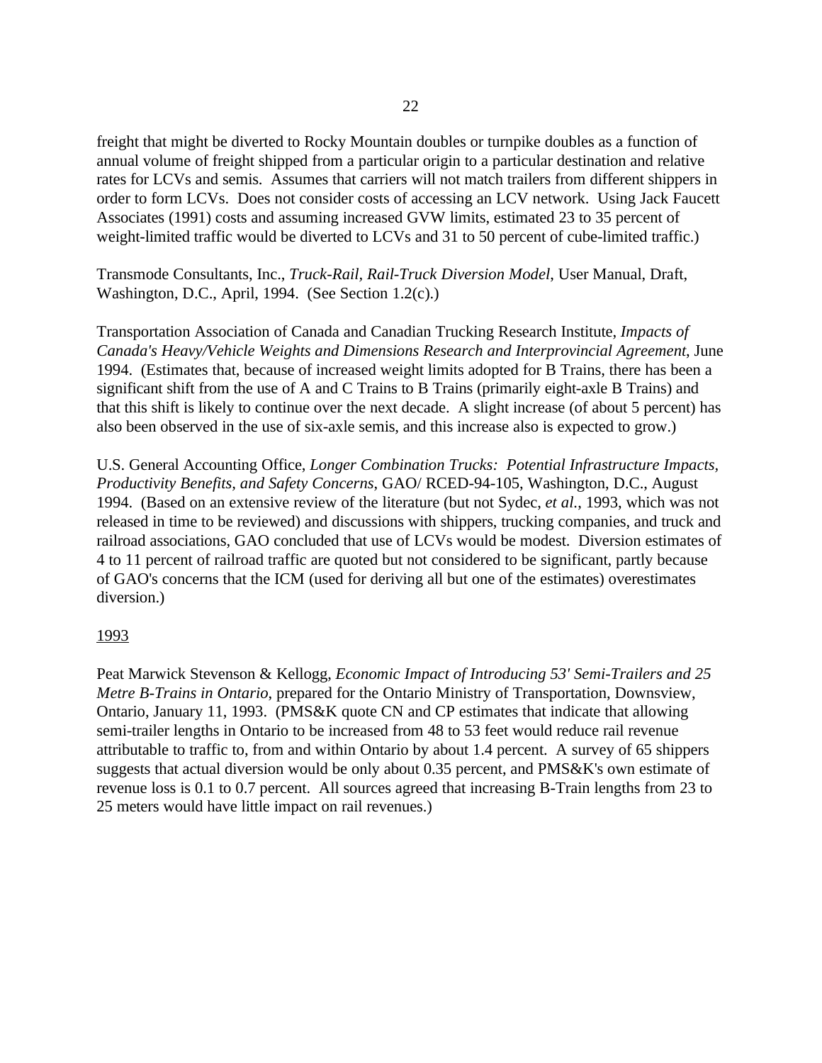freight that might be diverted to Rocky Mountain doubles or turnpike doubles as a function of annual volume of freight shipped from a particular origin to a particular destination and relative rates for LCVs and semis. Assumes that carriers will not match trailers from different shippers in order to form LCVs. Does not consider costs of accessing an LCV network. Using Jack Faucett Associates (1991) costs and assuming increased GVW limits, estimated 23 to 35 percent of weight-limited traffic would be diverted to LCVs and 31 to 50 percent of cube-limited traffic.)

Transmode Consultants, Inc., *Truck-Rail, Rail-Truck Diversion Model*, User Manual, Draft, Washington, D.C., April, 1994. (See Section 1.2(c).)

Transportation Association of Canada and Canadian Trucking Research Institute, *Impacts of Canada's Heavy/Vehicle Weights and Dimensions Research and Interprovincial Agreement*, June 1994. (Estimates that, because of increased weight limits adopted for B Trains, there has been a significant shift from the use of A and C Trains to B Trains (primarily eight-axle B Trains) and that this shift is likely to continue over the next decade. A slight increase (of about 5 percent) has also been observed in the use of six-axle semis, and this increase also is expected to grow.)

U.S. General Accounting Office, *Longer Combination Trucks: Potential Infrastructure Impacts, Productivity Benefits, and Safety Concerns*, GAO/ RCED-94-105, Washington, D.C., August 1994. (Based on an extensive review of the literature (but not Sydec, *et al.*, 1993, which was not released in time to be reviewed) and discussions with shippers, trucking companies, and truck and railroad associations, GAO concluded that use of LCVs would be modest. Diversion estimates of 4 to 11 percent of railroad traffic are quoted but not considered to be significant, partly because of GAO's concerns that the ICM (used for deriving all but one of the estimates) overestimates diversion.)

1993

Peat Marwick Stevenson & Kellogg, *Economic Impact of Introducing 53' Semi-Trailers and 25 Metre B-Trains in Ontario*, prepared for the Ontario Ministry of Transportation, Downsview, Ontario, January 11, 1993. (PMS&K quote CN and CP estimates that indicate that allowing semi-trailer lengths in Ontario to be increased from 48 to 53 feet would reduce rail revenue attributable to traffic to, from and within Ontario by about 1.4 percent. A survey of 65 shippers suggests that actual diversion would be only about 0.35 percent, and PMS&K's own estimate of revenue loss is 0.1 to 0.7 percent. All sources agreed that increasing B-Train lengths from 23 to 25 meters would have little impact on rail revenues.)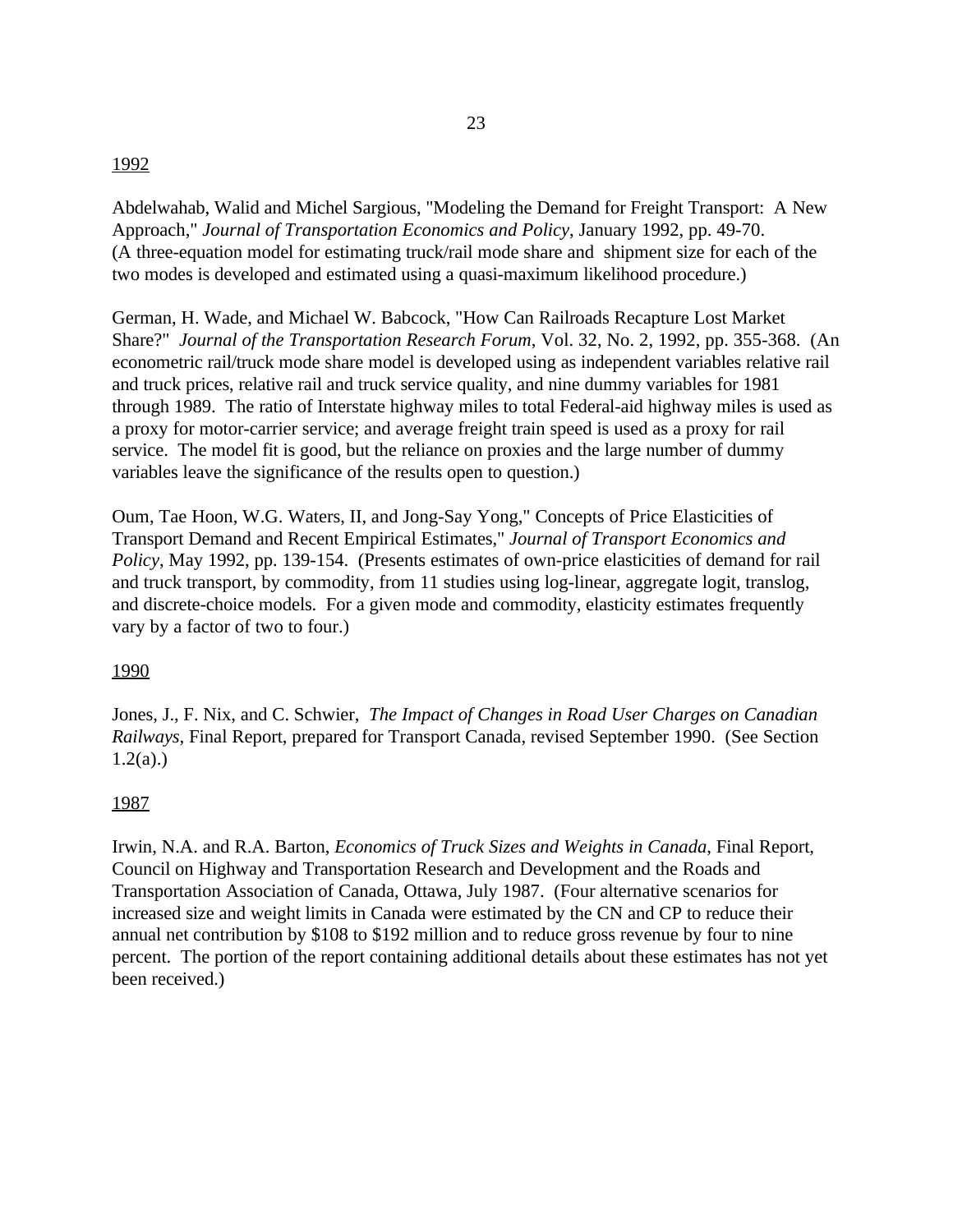<u>1992</u>

Abdelwahab, Walid and Michel Sargious, "Modeling the Demand for Freight Transport: A New Approach," *Journal of Transportation Economics and Policy*, January 1992, pp. 49-70. (A three-equation model for estimating truck/rail mode share and shipment size for each of the two modes is developed and estimated using a quasi-maximum likelihood procedure.)

German, H. Wade, and Michael W. Babcock, "How Can Railroads Recapture Lost Market Share?" *Journal of the Transportation Research Forum*, Vol. 32, No. 2, 1992, pp. 355-368. (An econometric rail/truck mode share model is developed using as independent variables relative rail and truck prices, relative rail and truck service quality, and nine dummy variables for 1981 through 1989. The ratio of Interstate highway miles to total Federal-aid highway miles is used as a proxy for motor-carrier service; and average freight train speed is used as a proxy for rail service. The model fit is good, but the reliance on proxies and the large number of dummy variables leave the significance of the results open to question.)

Oum, Tae Hoon, W.G. Waters, II, and Jong-Say Yong," Concepts of Price Elasticities of Transport Demand and Recent Empirical Estimates," *Journal of Transport Economics and Policy*, May 1992, pp. 139-154. (Presents estimates of own-price elasticities of demand for rail and truck transport, by commodity, from 11 studies using log-linear, aggregate logit, translog, and discrete-choice models. For a given mode and commodity, elasticity estimates frequently vary by a factor of two to four.)

<u>1990</u>

Jones, J., F. Nix, and C. Schwier, *The Impact of Changes in Road User Charges on Canadian Railways*, Final Report, prepared for Transport Canada, revised September 1990. (See Section 1.2(a).)

<u>1987</u>

Irwin, N.A. and R.A. Barton, *Economics of Truck Sizes and Weights in Canada*, Final Report, Council on Highway and Transportation Research and Development and the Roads and Transportation Association of Canada, Ottawa, July 1987. (Four alternative scenarios for increased size and weight limits in Canada were estimated by the CN and CP to reduce their annual net contribution by $108 to $192 million and to reduce gross revenue by four to nine percent. The portion of the report containing additional details about these estimates has not yet been received.)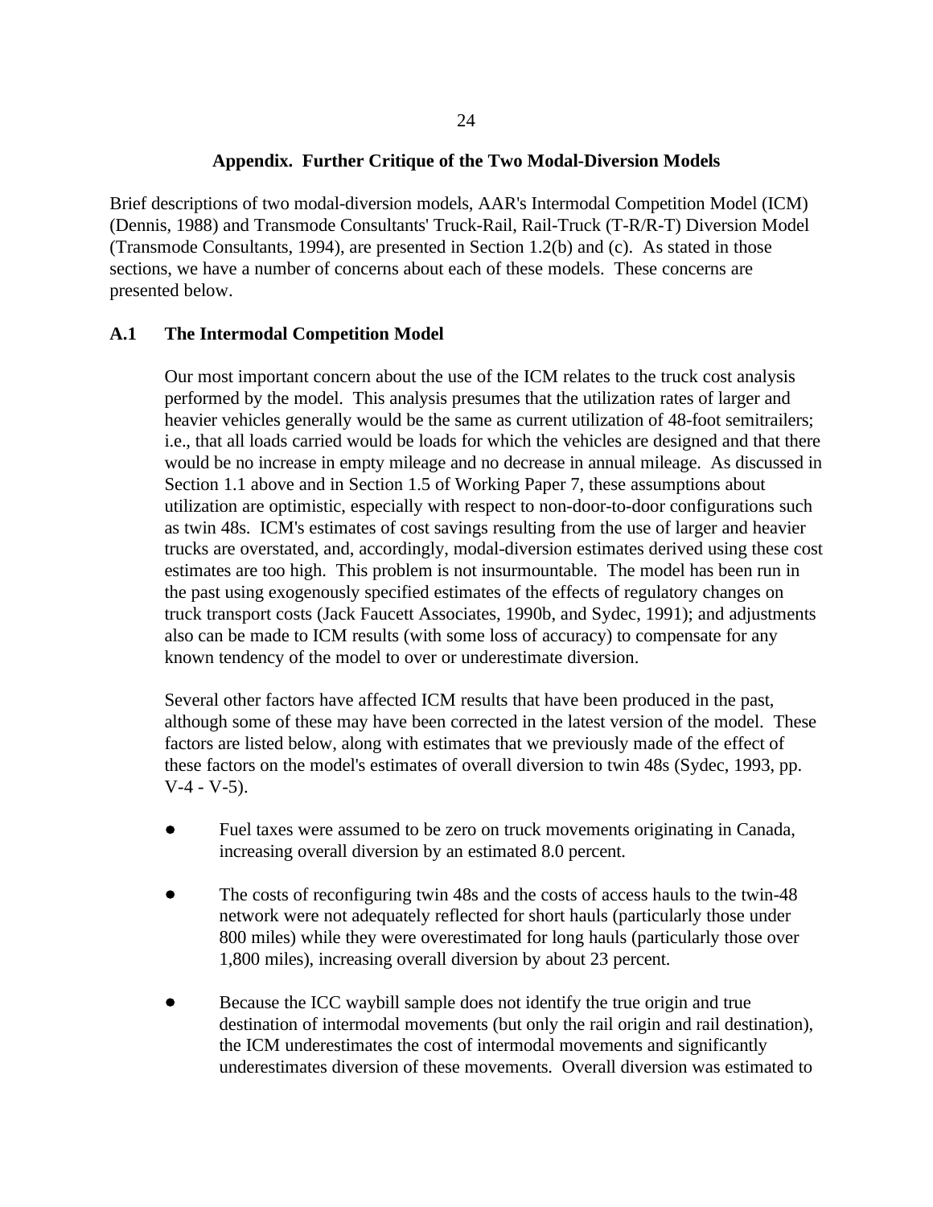## Appendix. Further Critique of the Two Modal-Diversion Models

Brief descriptions of two modal-diversion models, AAR's Intermodal Competition Model (ICM) (Dennis, 1988) and Transmode Consultants' Truck-Rail, Rail-Truck (T-R/R-T) Diversion Model (Transmode Consultants, 1994), are presented in Section 1.2(b) and (c). As stated in those sections, we have a number of concerns about each of these models. These concerns are presented below.

### A.1 The Intermodal Competition Model

Our most important concern about the use of the ICM relates to the truck cost analysis performed by the model. This analysis presumes that the utilization rates of larger and heavier vehicles generally would be the same as current utilization of 48-foot semitrailers; i.e., that all loads carried would be loads for which the vehicles are designed and that there would be no increase in empty mileage and no decrease in annual mileage. As discussed in Section 1.1 above and in Section 1.5 of Working Paper 7, these assumptions about utilization are optimistic, especially with respect to non-door-to-door configurations such as twin 48s. ICM's estimates of cost savings resulting from the use of larger and heavier trucks are overstated, and, accordingly, modal-diversion estimates derived using these cost estimates are too high. This problem is not insurmountable. The model has been run in the past using exogenously specified estimates of the effects of regulatory changes on truck transport costs (Jack Faucett Associates, 1990b, and Sydec, 1991); and adjustments also can be made to ICM results (with some loss of accuracy) to compensate for any known tendency of the model to over or underestimate diversion.

Several other factors have affected ICM results that have been produced in the past, although some of these may have been corrected in the latest version of the model. These factors are listed below, along with estimates that we previously made of the effect of these factors on the model's estimates of overall diversion to twin 48s (Sydec, 1993, pp. V-4 - V-5).

- Fuel taxes were assumed to be zero on truck movements originating in Canada, increasing overall diversion by an estimated 8.0 percent.

- The costs of reconfiguring twin 48s and the costs of access hauls to the twin-48 network were not adequately reflected for short hauls (particularly those under 800 miles) while they were overestimated for long hauls (particularly those over 1,800 miles), increasing overall diversion by about 23 percent.

- Because the ICC waybill sample does not identify the true origin and true destination of intermodal movements (but only the rail origin and rail destination), the ICM underestimates the cost of intermodal movements and significantly underestimates diversion of these movements. Overall diversion was estimated to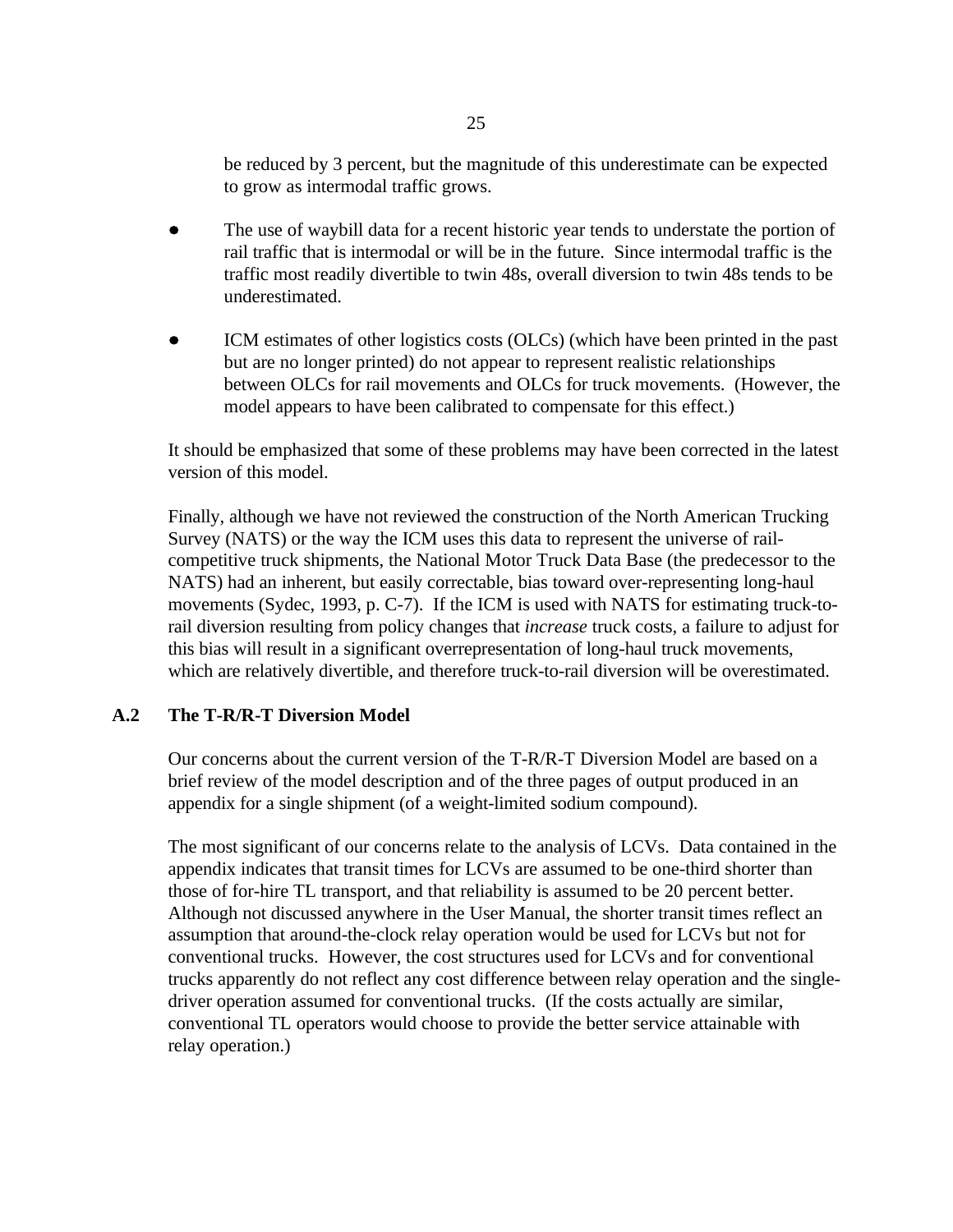be reduced by 3 percent, but the magnitude of this underestimate can be expected to grow as intermodal traffic grows.

- The use of waybill data for a recent historic year tends to understate the portion of rail traffic that is intermodal or will be in the future. Since intermodal traffic is the traffic most readily divertible to twin 48s, overall diversion to twin 48s tends to be underestimated.

- ICM estimates of other logistics costs (OLCs) (which have been printed in the past but are no longer printed) do not appear to represent realistic relationships between OLCs for rail movements and OLCs for truck movements. (However, the model appears to have been calibrated to compensate for this effect.)

It should be emphasized that some of these problems may have been corrected in the latest version of this model.

Finally, although we have not reviewed the construction of the North American Trucking Survey (NATS) or the way the ICM uses this data to represent the universe of rail-competitive truck shipments, the National Motor Truck Data Base (the predecessor to the NATS) had an inherent, but easily correctable, bias toward over-representing long-haul movements (Sydec, 1993, p. C-7). If the ICM is used with NATS for estimating truck-to-rail diversion resulting from policy changes that *increase* truck costs, a failure to adjust for this bias will result in a significant overrepresentation of long-haul truck movements, which are relatively divertible, and therefore truck-to-rail diversion will be overestimated.

## A.2 The T-R/R-T Diversion Model

Our concerns about the current version of the T-R/R-T Diversion Model are based on a brief review of the model description and of the three pages of output produced in an appendix for a single shipment (of a weight-limited sodium compound).

The most significant of our concerns relate to the analysis of LCVs. Data contained in the appendix indicates that transit times for LCVs are assumed to be one-third shorter than those of for-hire TL transport, and that reliability is assumed to be 20 percent better. Although not discussed anywhere in the User Manual, the shorter transit times reflect an assumption that around-the-clock relay operation would be used for LCVs but not for conventional trucks. However, the cost structures used for LCVs and for conventional trucks apparently do not reflect any cost difference between relay operation and the single-driver operation assumed for conventional trucks. (If the costs actually are similar, conventional TL operators would choose to provide the better service attainable with relay operation.)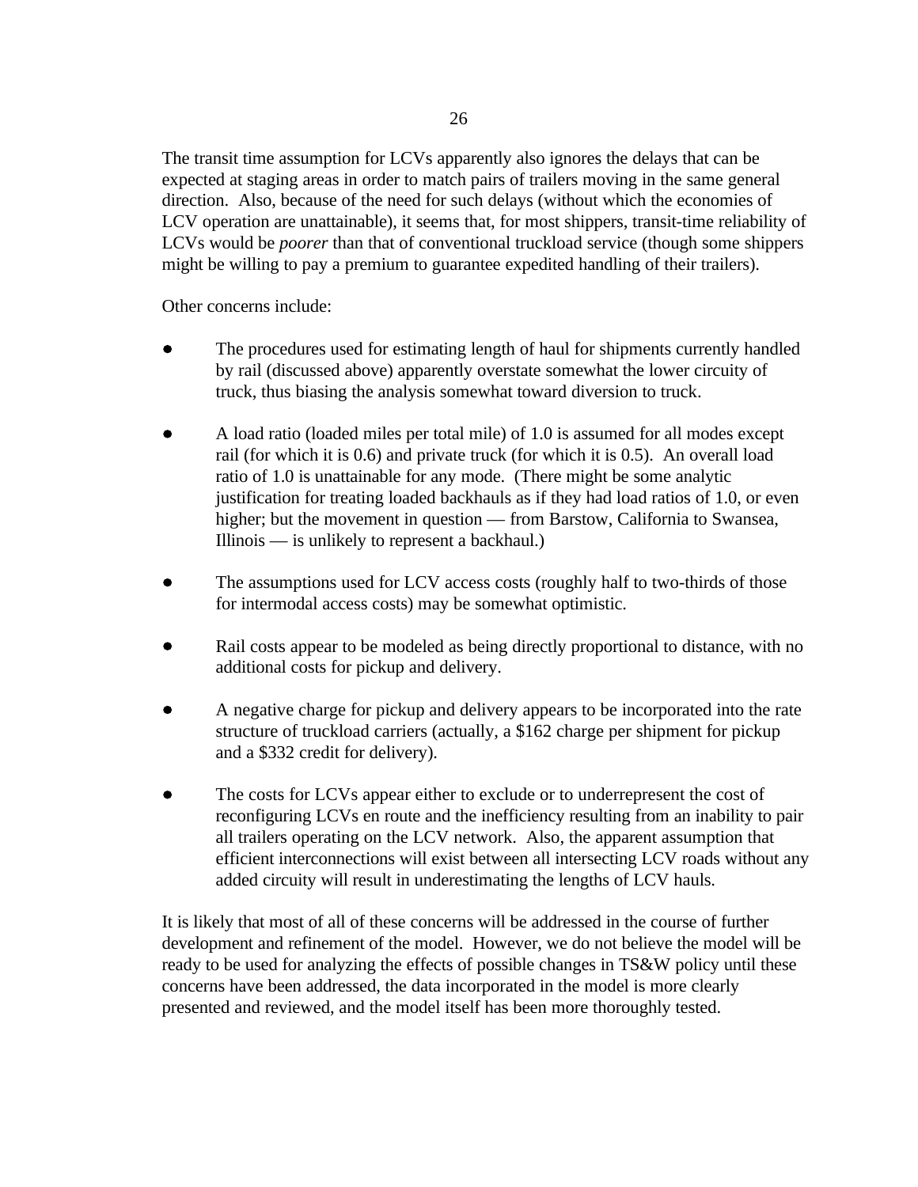The transit time assumption for LCVs apparently also ignores the delays that can be expected at staging areas in order to match pairs of trailers moving in the same general direction. Also, because of the need for such delays (without which the economies of LCV operation are unattainable), it seems that, for most shippers, transit-time reliability of LCVs would be *poorer* than that of conventional truckload service (though some shippers might be willing to pay a premium to guarantee expedited handling of their trailers).

Other concerns include:

- The procedures used for estimating length of haul for shipments currently handled by rail (discussed above) apparently overstate somewhat the lower circuity of truck, thus biasing the analysis somewhat toward diversion to truck.

- A load ratio (loaded miles per total mile) of 1.0 is assumed for all modes except rail (for which it is 0.6) and private truck (for which it is 0.5). An overall load ratio of 1.0 is unattainable for any mode. (There might be some analytic justification for treating loaded backhauls as if they had load ratios of 1.0, or even higher; but the movement in question — from Barstow, California to Swansea, Illinois — is unlikely to represent a backhaul.)

- The assumptions used for LCV access costs (roughly half to two-thirds of those for intermodal access costs) may be somewhat optimistic.

- Rail costs appear to be modeled as being directly proportional to distance, with no additional costs for pickup and delivery.

- A negative charge for pickup and delivery appears to be incorporated into the rate structure of truckload carriers (actually, a $162 charge per shipment for pickup and a $332 credit for delivery).

- The costs for LCVs appear either to exclude or to underrepresent the cost of reconfiguring LCVs en route and the inefficiency resulting from an inability to pair all trailers operating on the LCV network. Also, the apparent assumption that efficient interconnections will exist between all intersecting LCV roads without any added circuity will result in underestimating the lengths of LCV hauls.

It is likely that most of all of these concerns will be addressed in the course of further development and refinement of the model. However, we do not believe the model will be ready to be used for analyzing the effects of possible changes in TS&W policy until these concerns have been addressed, the data incorporated in the model is more clearly presented and reviewed, and the model itself has been more thoroughly tested.